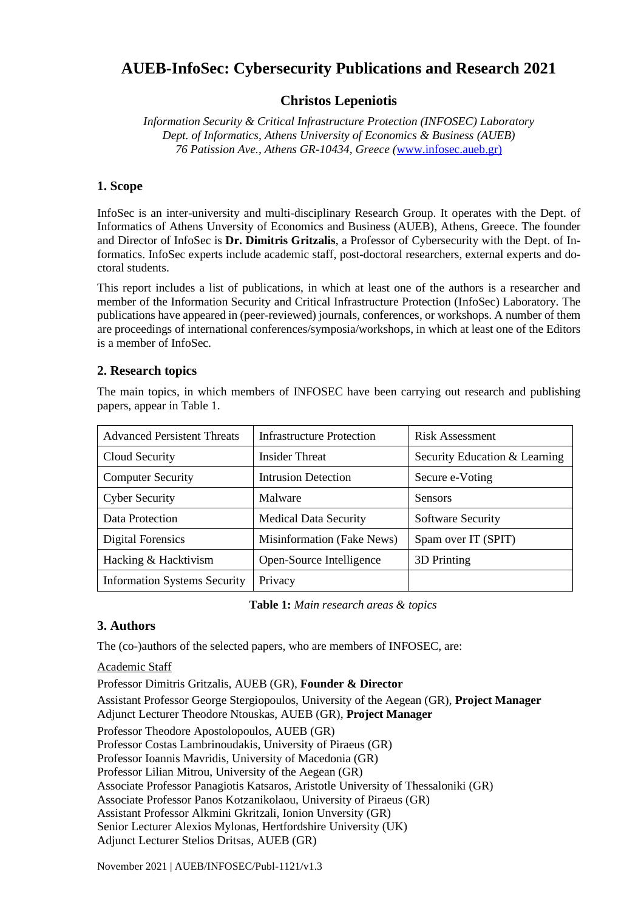# AUEB-InfoSec: Cybersecurity Publications and Research 2021

## Christos Lepeniotis

*Information Security & Critical Infrastructure Protection (INFOSEC) Laboratory*
*Dept. of Informatics, Athens University of Economics & Business (AUEB)*
*76 Patission Ave., Athens GR-10434, Greece (*[www.infosec.aueb.gr)](www.infosec.aueb.gr)

### 1. Scope

InfoSec is an inter-university and multi-disciplinary Research Group. It operates with the Dept. of Informatics of Athens Unversity of Economics and Business (AUEB), Athens, Greece. The founder and Director of InfoSec is **Dr. Dimitris Gritzalis**, a Professor of Cybersecurity with the Dept. of Informatics. InfoSec experts include academic staff, post-doctoral researchers, external experts and doctoral students.

This report includes a list of publications, in which at least one of the authors is a researcher and member of the Information Security and Critical Infrastructure Protection (InfoSec) Laboratory. The publications have appeared in (peer-reviewed) journals, conferences, or workshops. A number of them are proceedings of international conferences/symposia/workshops, in which at least one of the Editors is a member of InfoSec.

### 2. Research topics

The main topics, in which members of INFOSEC have been carrying out research and publishing papers, appear in Table 1.

| | | |
|---|---|---|
| Advanced Persistent Threats | Infrastructure Protection | Risk Assessment |
| Cloud Security | Insider Threat | Security Education & Learning |
| Computer Security | Intrusion Detection | Secure e-Voting |
| Cyber Security | Malware | Sensors |
| Data Protection | Medical Data Security | Software Security |
| Digital Forensics | Misinformation (Fake News) | Spam over IT (SPIT) |
| Hacking & Hacktivism | Open-Source Intelligence | 3D Printing |
| Information Systems Security | Privacy | |

**Table 1:** *Main research areas & topics*

### 3. Authors

The (co-)authors of the selected papers, who are members of INFOSEC, are:

Academic Staff

Professor Dimitris Gritzalis, AUEB (GR), **Founder & Director**

Assistant Professor George Stergiopoulos, University of the Aegean (GR), **Project Manager**
Adjunct Lecturer Theodore Ntouskas, AUEB (GR), **Project Manager**

Professor Theodore Apostolopoulos, AUEB (GR)
Professor Costas Lambrinoudakis, University of Piraeus (GR)
Professor Ioannis Mavridis, University of Macedonia (GR)
Professor Lilian Mitrou, University of the Aegean (GR)
Associate Professor Panagiotis Katsaros, Aristotle University of Thessaloniki (GR)
Associate Professor Panos Kotzanikolaou, University of Piraeus (GR)
Assistant Professor Alkmini Gkritzali, Ionion Unversity (GR)
Senior Lecturer Alexios Mylonas, Hertfordshire University (UK)
Adjunct Lecturer Stelios Dritsas, AUEB (GR)

November 2021 | AUEB/INFOSEC/Publ-1121/v1.3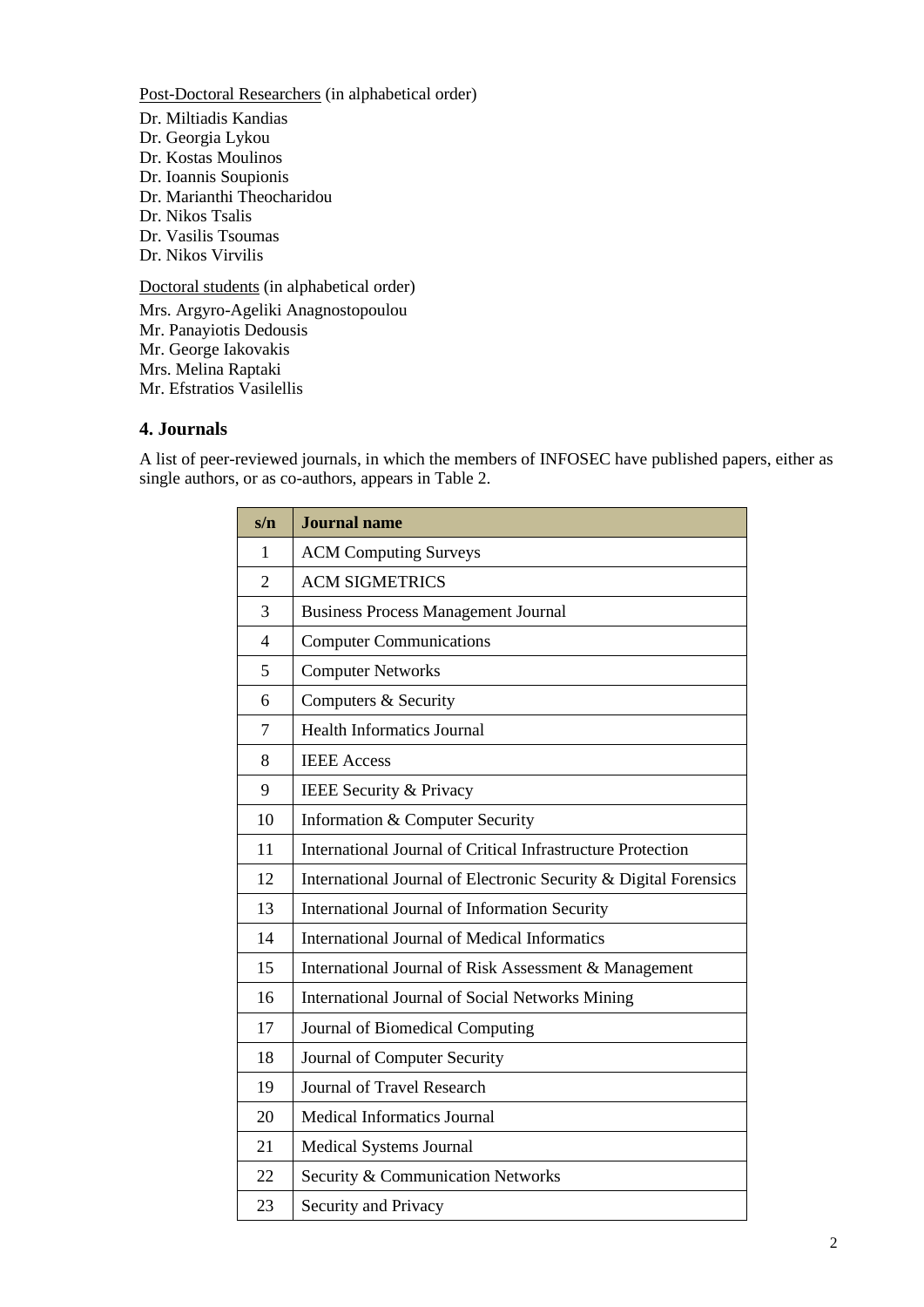<u>Post-Doctoral Researchers</u> (in alphabetical order)

Dr. Miltiadis Kandias
Dr. Georgia Lykou
Dr. Kostas Moulinos
Dr. Ioannis Soupionis
Dr. Marianthi Theocharidou
Dr. Nikos Tsalis
Dr. Vasilis Tsoumas
Dr. Nikos Virvilis

<u>Doctoral students</u> (in alphabetical order)

Mrs. Argyro-Ageliki Anagnostopoulou
Mr. Panayiotis Dedousis
Mr. George Iakovakis
Mrs. Melina Raptaki
Mr. Efstratios Vasilellis

## 4. Journals

A list of peer-reviewed journals, in which the members of INFOSEC have published papers, either as single authors, or as co-authors, appears in Table 2.

| s/n | Journal name |
|---|---|
| 1 | ACM Computing Surveys |
| 2 | ACM SIGMETRICS |
| 3 | Business Process Management Journal |
| 4 | Computer Communications |
| 5 | Computer Networks |
| 6 | Computers & Security |
| 7 | Health Informatics Journal |
| 8 | IEEE Access |
| 9 | IEEE Security & Privacy |
| 10 | Information & Computer Security |
| 11 | International Journal of Critical Infrastructure Protection |
| 12 | International Journal of Electronic Security & Digital Forensics |
| 13 | International Journal of Information Security |
| 14 | International Journal of Medical Informatics |
| 15 | International Journal of Risk Assessment & Management |
| 16 | International Journal of Social Networks Mining |
| 17 | Journal of Biomedical Computing |
| 18 | Journal of Computer Security |
| 19 | Journal of Travel Research |
| 20 | Medical Informatics Journal |
| 21 | Medical Systems Journal |
| 22 | Security & Communication Networks |
| 23 | Security and Privacy |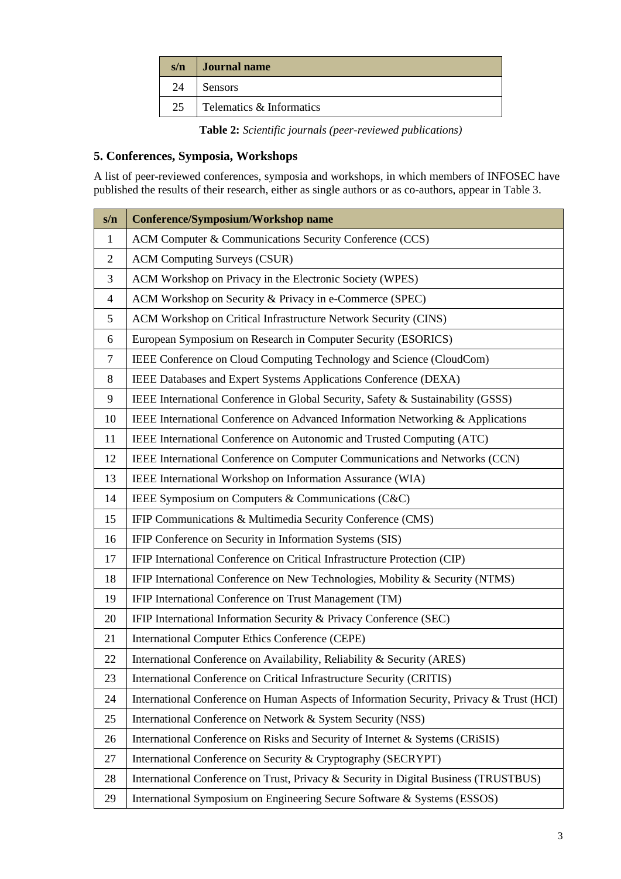| s/n | Journal name |
|---|---|
| 24 | Sensors |
| 25 | Telematics & Informatics |

**Table 2:** *Scientific journals (peer-reviewed publications)*

## 5. Conferences, Symposia, Workshops

A list of peer-reviewed conferences, symposia and workshops, in which members of INFOSEC have published the results of their research, either as single authors or as co-authors, appear in Table 3.

| s/n | Conference/Symposium/Workshop name |
|---|---|
| 1 | ACM Computer & Communications Security Conference (CCS) |
| 2 | ACM Computing Surveys (CSUR) |
| 3 | ACM Workshop on Privacy in the Electronic Society (WPES) |
| 4 | ACM Workshop on Security & Privacy in e-Commerce (SPEC) |
| 5 | ACM Workshop on Critical Infrastructure Network Security (CINS) |
| 6 | European Symposium on Research in Computer Security (ESORICS) |
| 7 | IEEE Conference on Cloud Computing Technology and Science (CloudCom) |
| 8 | IEEE Databases and Expert Systems Applications Conference (DEXA) |
| 9 | IEEE International Conference in Global Security, Safety & Sustainability (GSSS) |
| 10 | IEEE International Conference on Advanced Information Networking & Applications |
| 11 | IEEE International Conference on Autonomic and Trusted Computing (ATC) |
| 12 | IEEE International Conference on Computer Communications and Networks (CCN) |
| 13 | IEEE International Workshop on Information Assurance (WIA) |
| 14 | IEEE Symposium on Computers & Communications (C&C) |
| 15 | IFIP Communications & Multimedia Security Conference (CMS) |
| 16 | IFIP Conference on Security in Information Systems (SIS) |
| 17 | IFIP International Conference on Critical Infrastructure Protection (CIP) |
| 18 | IFIP International Conference on New Technologies, Mobility & Security (NTMS) |
| 19 | IFIP International Conference on Trust Management (TM) |
| 20 | IFIP International Information Security & Privacy Conference (SEC) |
| 21 | International Computer Ethics Conference (CEPE) |
| 22 | International Conference on Availability, Reliability & Security (ARES) |
| 23 | International Conference on Critical Infrastructure Security (CRITIS) |
| 24 | International Conference on Human Aspects of Information Security, Privacy & Trust (HCI) |
| 25 | International Conference on Network & System Security (NSS) |
| 26 | International Conference on Risks and Security of Internet & Systems (CRiSIS) |
| 27 | International Conference on Security & Cryptography (SECRYPT) |
| 28 | International Conference on Trust, Privacy & Security in Digital Business (TRUSTBUS) |
| 29 | International Symposium on Engineering Secure Software & Systems (ESSOS) |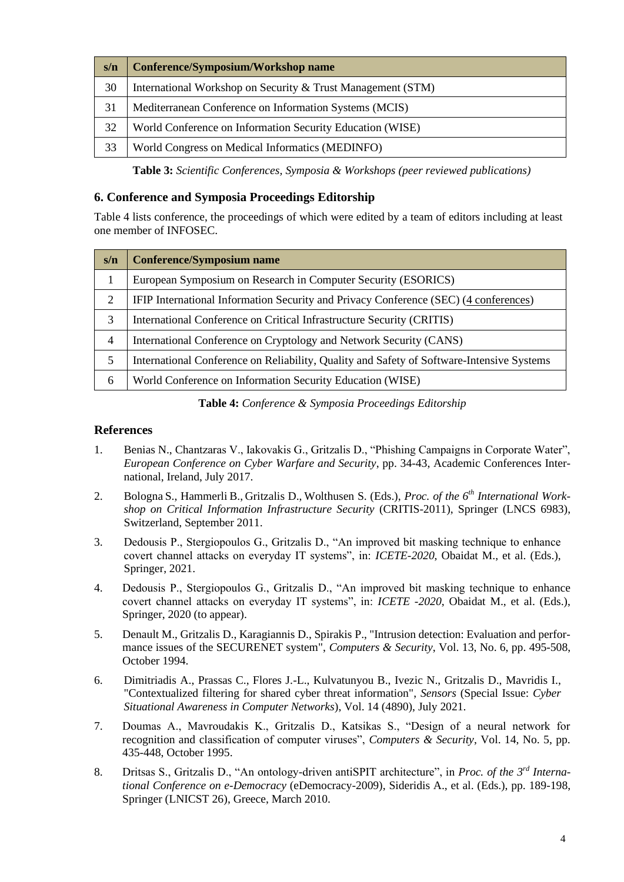| s/n | Conference/Symposium/Workshop name |
|---|---|
| 30 | International Workshop on Security & Trust Management (STM) |
| 31 | Mediterranean Conference on Information Systems (MCIS) |
| 32 | World Conference on Information Security Education (WISE) |
| 33 | World Congress on Medical Informatics (MEDINFO) |

**Table 3:** *Scientific Conferences, Symposia & Workshops (peer reviewed publications)*

## 6. Conference and Symposia Proceedings Editorship

Table 4 lists conference, the proceedings of which were edited by a team of editors including at least one member of INFOSEC.

| s/n | Conference/Symposium name |
|---|---|
| 1 | European Symposium on Research in Computer Security (ESORICS) |
| 2 | IFIP International Information Security and Privacy Conference (SEC) (4 conferences) |
| 3 | International Conference on Critical Infrastructure Security (CRITIS) |
| 4 | International Conference on Cryptology and Network Security (CANS) |
| 5 | International Conference on Reliability, Quality and Safety of Software-Intensive Systems |
| 6 | World Conference on Information Security Education (WISE) |

**Table 4:** *Conference & Symposia Proceedings Editorship*

## References

1. Benias N., Chantzaras V., Iakovakis G., Gritzalis D., "Phishing Campaigns in Corporate Water", *European Conference on Cyber Warfare and Security*, pp. 34-43, Academic Conferences International, Ireland, July 2017.
2. Bologna S., Hammerli B., Gritzalis D., Wolthusen S. (Eds.), *Proc. of the 6th International Workshop on Critical Information Infrastructure Security* (CRITIS-2011), Springer (LNCS 6983), Switzerland, September 2011.
3. Dedousis P., Stergiopoulos G., Gritzalis D., "An improved bit masking technique to enhance covert channel attacks on everyday IT systems", in: *ICETE-2020*, Obaidat M., et al. (Eds.), Springer, 2021.
4. Dedousis P., Stergiopoulos G., Gritzalis D., "An improved bit masking technique to enhance covert channel attacks on everyday IT systems", in: *ICETE -2020*, Obaidat M., et al. (Eds.), Springer, 2020 (to appear).
5. Denault M., Gritzalis D., Karagiannis D., Spirakis P., "Intrusion detection: Evaluation and performance issues of the SECURENET system", *Computers & Security*, Vol. 13, No. 6, pp. 495-508, October 1994.
6. Dimitriadis A., Prassas C., Flores J.-L., Kulvatunyou B., Ivezic N., Gritzalis D., Mavridis I., "Contextualized filtering for shared cyber threat information", *Sensors* (Special Issue: *Cyber Situational Awareness in Computer Networks*), Vol. 14 (4890), July 2021.
7. Doumas A., Mavroudakis K., Gritzalis D., Katsikas S., "Design of a neural network for recognition and classification of computer viruses", *Computers & Security*, Vol. 14, No. 5, pp. 435-448, October 1995.
8. Dritsas S., Gritzalis D., "An ontology-driven antiSPIT architecture", in *Proc. of the 3rd International Conference on e-Democracy* (eDemocracy-2009), Sideridis A., et al. (Eds.), pp. 189-198, Springer (LNICST 26), Greece, March 2010.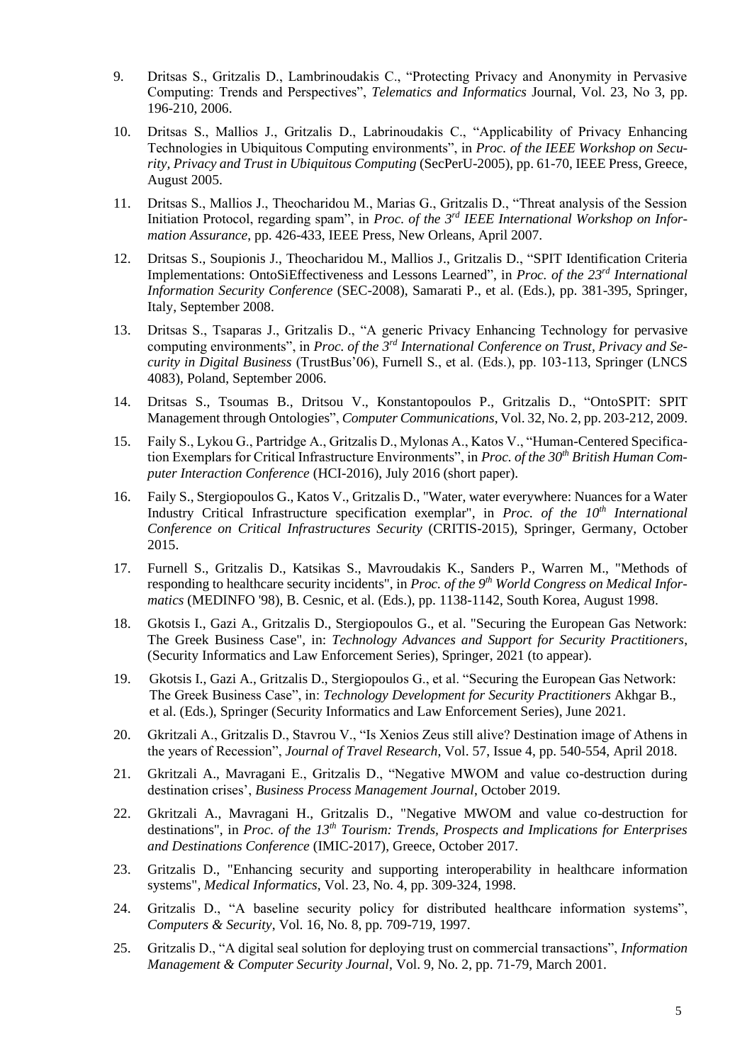9. Dritsas S., Gritzalis D., Lambrinoudakis C., "Protecting Privacy and Anonymity in Pervasive Computing: Trends and Perspectives", *Telematics and Informatics* Journal, Vol. 23, No 3, pp. 196-210, 2006.

10. Dritsas S., Mallios J., Gritzalis D., Labrinoudakis C., "Applicability of Privacy Enhancing Technologies in Ubiquitous Computing environments", in *Proc. of the IEEE Workshop on Security, Privacy and Trust in Ubiquitous Computing* (SecPerU-2005), pp. 61-70, IEEE Press, Greece, August 2005.

11. Dritsas S., Mallios J., Theocharidou M., Marias G., Gritzalis D., "Threat analysis of the Session Initiation Protocol, regarding spam", in *Proc. of the 3rd IEEE International Workshop on Information Assurance*, pp. 426-433, IEEE Press, New Orleans, April 2007.

12. Dritsas S., Soupionis J., Theocharidou M., Mallios J., Gritzalis D., "SPIT Identification Criteria Implementations: OntoSiEffectiveness and Lessons Learned", in *Proc. of the 23rd International Information Security Conference* (SEC-2008), Samarati P., et al. (Eds.), pp. 381-395, Springer, Italy, September 2008.

13. Dritsas S., Tsaparas J., Gritzalis D., "A generic Privacy Enhancing Technology for pervasive computing environments", in *Proc. of the 3rd International Conference on Trust, Privacy and Security in Digital Business* (TrustBus'06), Furnell S., et al. (Eds.), pp. 103-113, Springer (LNCS 4083), Poland, September 2006.

14. Dritsas S., Tsoumas B., Dritsou V., Konstantopoulos P., Gritzalis D., "OntoSPIT: SPIT Management through Ontologies", *Computer Communications*, Vol. 32, No. 2, pp. 203-212, 2009.

15. Faily S., Lykou G., Partridge A., Gritzalis D., Mylonas A., Katos V., "Human-Centered Specification Exemplars for Critical Infrastructure Environments", in *Proc. of the 30th British Human Computer Interaction Conference* (HCI-2016), July 2016 (short paper).

16. Faily S., Stergiopoulos G., Katos V., Gritzalis D., "Water, water everywhere: Nuances for a Water Industry Critical Infrastructure specification exemplar", in *Proc. of the 10th International Conference on Critical Infrastructures Security* (CRITIS-2015), Springer, Germany, October 2015.

17. Furnell S., Gritzalis D., Katsikas S., Mavroudakis K., Sanders P., Warren M., "Methods of responding to healthcare security incidents", in *Proc. of the 9th World Congress on Medical Informatics* (MEDINFO '98), B. Cesnic, et al. (Eds.), pp. 1138-1142, South Korea, August 1998.

18. Gkotsis I., Gazi A., Gritzalis D., Stergiopoulos G., et al. "Securing the European Gas Network: The Greek Business Case", in: *Technology Advances and Support for Security Practitioners*, (Security Informatics and Law Enforcement Series), Springer, 2021 (to appear).

19. Gkotsis I., Gazi A., Gritzalis D., Stergiopoulos G., et al. "Securing the European Gas Network: The Greek Business Case", in: *Technology Development for Security Practitioners* Akhgar B., et al. (Eds.), Springer (Security Informatics and Law Enforcement Series), June 2021.

20. Gkritzali A., Gritzalis D., Stavrou V., "Is Xenios Zeus still alive? Destination image of Athens in the years of Recession", *Journal of Travel Research*, Vol. 57, Issue 4, pp. 540-554, April 2018.

21. Gkritzali A., Mavragani E., Gritzalis D., "Negative MWOM and value co-destruction during destination crises', *Business Process Management Journal*, October 2019.

22. Gkritzali A., Mavragani H., Gritzalis D., "Negative MWOM and value co-destruction for destinations", in *Proc. of the 13th Tourism: Trends, Prospects and Implications for Enterprises and Destinations Conference* (IMIC-2017), Greece, October 2017.

23. Gritzalis D., "Enhancing security and supporting interoperability in healthcare information systems", *Medical Informatics*, Vol. 23, No. 4, pp. 309-324, 1998.

24. Gritzalis D., "A baseline security policy for distributed healthcare information systems", *Computers & Security*, Vol. 16, No. 8, pp. 709-719, 1997.

25. Gritzalis D., "A digital seal solution for deploying trust on commercial transactions", *Information Management & Computer Security Journal*, Vol. 9, No. 2, pp. 71-79, March 2001.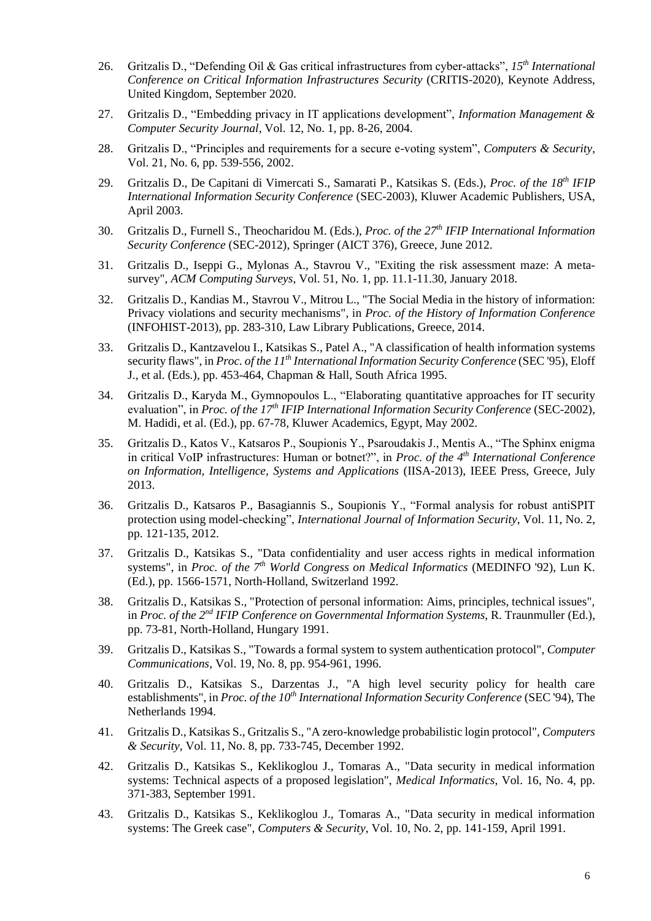26. Gritzalis D., “Defending Oil & Gas critical infrastructures from cyber-attacks”, *15th International Conference on Critical Information Infrastructures Security* (CRITIS-2020), Keynote Address, United Kingdom, September 2020.

27. Gritzalis D., “Embedding privacy in IT applications development”, *Information Management & Computer Security Journal*, Vol. 12, No. 1, pp. 8-26, 2004.

28. Gritzalis D., “Principles and requirements for a secure e-voting system”, *Computers & Security*, Vol. 21, No. 6, pp. 539-556, 2002.

29. Gritzalis D., De Capitani di Vimercati S., Samarati P., Katsikas S. (Eds.), *Proc. of the 18th IFIP International Information Security Conference* (SEC-2003), Kluwer Academic Publishers, USA, April 2003.

30. Gritzalis D., Furnell S., Theocharidou M. (Eds.), *Proc. of the 27th IFIP International Information Security Conference* (SEC-2012), Springer (AICT 376), Greece, June 2012.

31. Gritzalis D., Iseppi G., Mylonas A., Stavrou V., "Exiting the risk assessment maze: A meta-survey", *ACM Computing Surveys*, Vol. 51, No. 1, pp. 11.1-11.30, January 2018.

32. Gritzalis D., Kandias M., Stavrou V., Mitrou L., "The Social Media in the history of information: Privacy violations and security mechanisms", in *Proc. of the History of Information Conference* (INFOHIST-2013), pp. 283-310, Law Library Publications, Greece, 2014.

33. Gritzalis D., Kantzavelou I., Katsikas S., Patel A., "A classification of health information systems security flaws", in *Proc. of the 11th International Information Security Conference* (SEC '95), Eloff J., et al. (Eds.), pp. 453-464, Chapman & Hall, South Africa 1995.

34. Gritzalis D., Karyda M., Gymnopoulos L., “Elaborating quantitative approaches for IT security evaluation”, in *Proc. of the 17th IFIP International Information Security Conference* (SEC-2002), M. Hadidi, et al. (Ed.), pp. 67-78, Kluwer Academics, Egypt, May 2002.

35. Gritzalis D., Katos V., Katsaros P., Soupionis Y., Psaroudakis J., Mentis A., “The Sphinx enigma in critical VoIP infrastructures: Human or botnet?”, in *Proc. of the 4th International Conference on Information, Intelligence, Systems and Applications* (IISA-2013), IEEE Press, Greece, July 2013.

36. Gritzalis D., Katsaros P., Basagiannis S., Soupionis Y., “Formal analysis for robust antiSPIT protection using model-checking”, *International Journal of Information Security*, Vol. 11, No. 2, pp. 121-135, 2012.

37. Gritzalis D., Katsikas S., "Data confidentiality and user access rights in medical information systems", in *Proc. of the 7th World Congress on Medical Informatics* (MEDINFO '92), Lun K. (Ed.), pp. 1566-1571, North-Holland, Switzerland 1992.

38. Gritzalis D., Katsikas S., "Protection of personal information: Aims, principles, technical issues", in *Proc. of the 2nd IFIP Conference on Governmental Information Systems*, R. Traunmuller (Ed.), pp. 73-81, North-Holland, Hungary 1991.

39. Gritzalis D., Katsikas S., "Towards a formal system to system authentication protocol", *Computer Communications*, Vol. 19, No. 8, pp. 954-961, 1996.

40. Gritzalis D., Katsikas S., Darzentas J., "A high level security policy for health care establishments", in *Proc. of the 10th International Information Security Conference* (SEC '94), The Netherlands 1994.

41. Gritzalis D., Katsikas S., Gritzalis S., "A zero-knowledge probabilistic login protocol", *Computers & Security*, Vol. 11, No. 8, pp. 733-745, December 1992.

42. Gritzalis D., Katsikas S., Keklikoglou J., Tomaras A., "Data security in medical information systems: Technical aspects of a proposed legislation", *Medical Informatics*, Vol. 16, No. 4, pp. 371-383, September 1991.

43. Gritzalis D., Katsikas S., Keklikoglou J., Tomaras A., "Data security in medical information systems: The Greek case", *Computers & Security*, Vol. 10, No. 2, pp. 141-159, April 1991.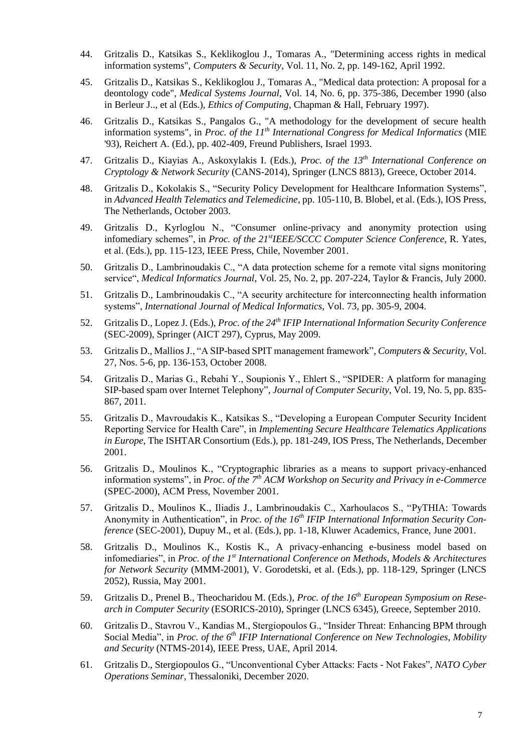44. Gritzalis D., Katsikas S., Keklikoglou J., Tomaras A., "Determining access rights in medical information systems", *Computers & Security*, Vol. 11, No. 2, pp. 149-162, April 1992.

45. Gritzalis D., Katsikas S., Keklikoglou J., Tomaras A., "Medical data protection: A proposal for a deontology code", *Medical Systems Journal*, Vol. 14, No. 6, pp. 375-386, December 1990 (also in Berleur J.., et al (Eds.), *Ethics of Computing*, Chapman & Hall, February 1997).

46. Gritzalis D., Katsikas S., Pangalos G., "A methodology for the development of secure health information systems", in *Proc. of the 11th International Congress for Medical Informatics* (MIE '93), Reichert A. (Ed.), pp. 402-409, Freund Publishers, Israel 1993.

47. Gritzalis D., Kiayias A., Askoxylakis I. (Eds.), *Proc. of the 13th International Conference on Cryptology & Network Security* (CANS-2014), Springer (LNCS 8813), Greece, October 2014.

48. Gritzalis D., Kokolakis S., "Security Policy Development for Healthcare Information Systems", in *Advanced Health Telematics and Telemedicine*, pp. 105-110, B. Blobel, et al. (Eds.), IOS Press, The Netherlands, October 2003.

49. Gritzalis D., Kyrloglou N., "Consumer online-privacy and anonymity protection using infomediary schemes", in *Proc. of the 21stIEEE/SCCC Computer Science Conference*, R. Yates, et al. (Eds.), pp. 115-123, IEEE Press, Chile, November 2001.

50. Gritzalis D., Lambrinoudakis C., "A data protection scheme for a remote vital signs monitoring service", *Medical Informatics Journal*, Vol. 25, No. 2, pp. 207-224, Taylor & Francis, July 2000.

51. Gritzalis D., Lambrinoudakis C., "A security architecture for interconnecting health information systems", *International Journal of Medical Informatics,* Vol. 73, pp. 305-9, 2004.

52. Gritzalis D., Lopez J. (Eds.), *Proc. of the 24th IFIP International Information Security Conference* (SEC-2009), Springer (AICT 297), Cyprus, May 2009.

53. Gritzalis D., Mallios J., "A SIP-based SPIT management framework", *Computers & Security*, Vol. 27, Nos. 5-6, pp. 136-153, October 2008.

54. Gritzalis D., Marias G., Rebahi Y., Soupionis Y., Ehlert S., "SPIDER: A platform for managing SIP-based spam over Internet Telephony", *Journal of Computer Security*, Vol. 19, No. 5, pp. 835-867, 2011.

55. Gritzalis D., Mavroudakis K., Katsikas S., "Developing a European Computer Security Incident Reporting Service for Health Care", in *Implementing Secure Healthcare Telematics Applications in Europe*, The ISHTAR Consortium (Eds.), pp. 181-249, IOS Press, The Netherlands, December 2001.

56. Gritzalis D., Moulinos K., "Cryptographic libraries as a means to support privacy-enhanced information systems", in *Proc. of the 7th ACM Workshop on Security and Privacy in e-Commerce* (SPEC-2000), ACM Press, November 2001.

57. Gritzalis D., Moulinos K., Iliadis J., Lambrinoudakis C., Xarhoulacos S., "PyTHIA: Towards Anonymity in Authentication", in *Proc. of the 16th IFIP International Information Security Conference* (SEC-2001), Dupuy M., et al. (Eds.), pp. 1-18, Kluwer Academics, France, June 2001.

58. Gritzalis D., Moulinos K., Kostis K., A privacy-enhancing e-business model based on infomediaries", in *Proc. of the 1st International Conference on Methods, Models & Architectures for Network Security* (MMM-2001), V. Gorodetski, et al. (Eds.), pp. 118-129, Springer (LNCS 2052), Russia, May 2001.

59. Gritzalis D., Prenel B., Theocharidou M. (Eds.), *Proc. of the 16th European Symposium on Research in Computer Security* (ESORICS-2010), Springer (LNCS 6345), Greece, September 2010.

60. Gritzalis D., Stavrou V., Kandias M., Stergiopoulos G., "Insider Threat: Enhancing BPM through Social Media", in *Proc. of the 6th IFIP International Conference on New Technologies, Mobility and Security* (NTMS-2014), IEEE Press, UAE, April 2014.

61. Gritzalis D., Stergiopoulos G., "Unconventional Cyber Attacks: Facts - Not Fakes", *NATO Cyber Operations Seminar*, Thessaloniki, December 2020.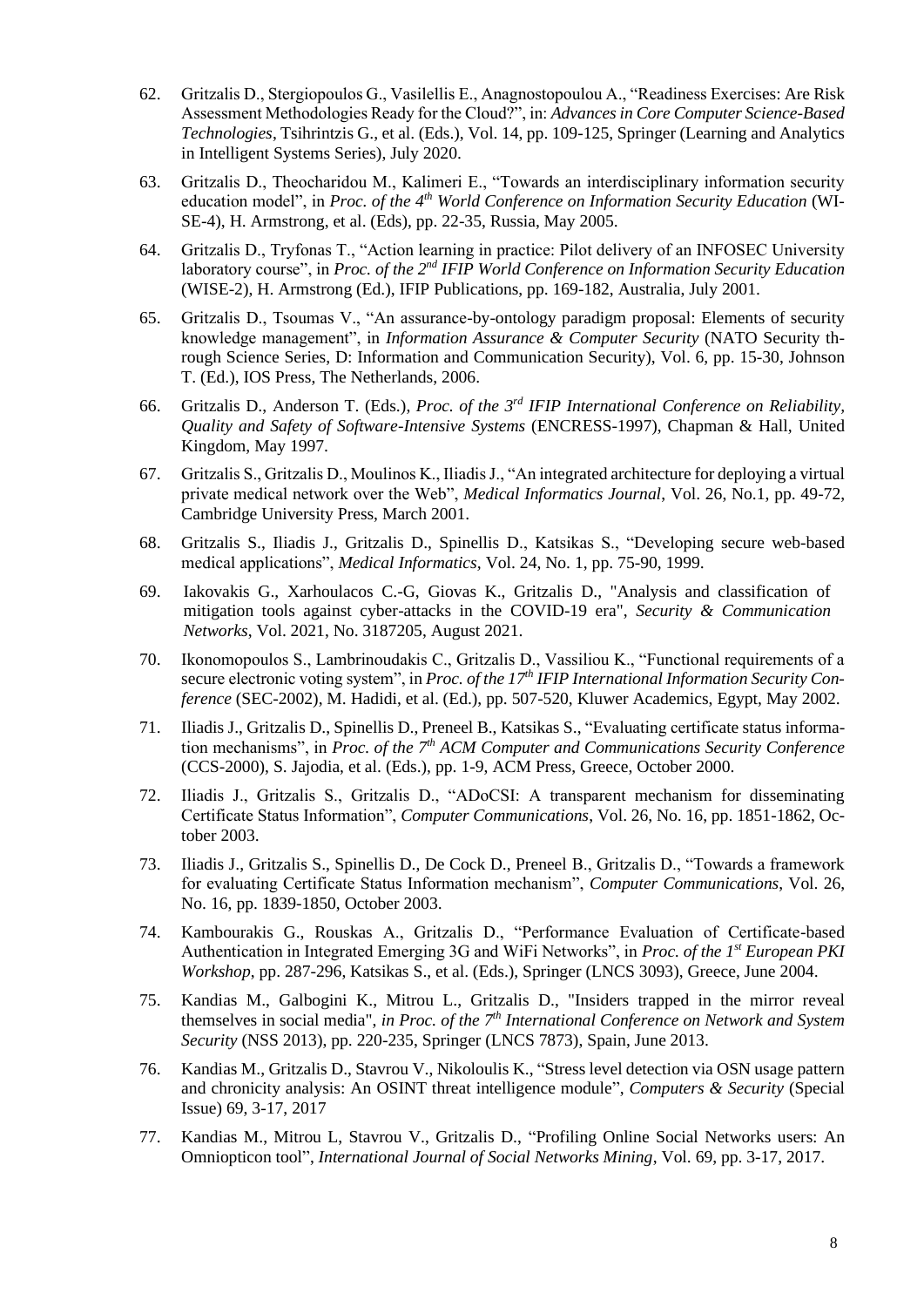62. Gritzalis D., Stergiopoulos G., Vasilellis E., Anagnostopoulou A., "Readiness Exercises: Are Risk Assessment Methodologies Ready for the Cloud?", in: *Advances in Core Computer Science-Based Technologies*, Tsihrintzis G., et al. (Eds.), Vol. 14, pp. 109-125, Springer (Learning and Analytics in Intelligent Systems Series), July 2020.

63. Gritzalis D., Theocharidou M., Kalimeri E., "Towards an interdisciplinary information security education model", in *Proc. of the 4th World Conference on Information Security Education* (WISE-4), H. Armstrong, et al. (Eds), pp. 22-35, Russia, May 2005.

64. Gritzalis D., Tryfonas T., "Action learning in practice: Pilot delivery of an INFOSEC University laboratory course", in *Proc. of the 2nd IFIP World Conference on Information Security Education* (WISE-2), H. Armstrong (Ed.), IFIP Publications, pp. 169-182, Australia, July 2001.

65. Gritzalis D., Tsoumas V., "An assurance-by-ontology paradigm proposal: Elements of security knowledge management", in *Information Assurance & Computer Security* (NATO Security through Science Series, D: Information and Communication Security), Vol. 6, pp. 15-30, Johnson T. (Ed.), IOS Press, The Netherlands, 2006.

66. Gritzalis D., Anderson T. (Eds.), *Proc. of the 3rd IFIP International Conference on Reliability, Quality and Safety of Software-Intensive Systems* (ENCRESS-1997), Chapman & Hall, United Kingdom, May 1997.

67. Gritzalis S., Gritzalis D., Moulinos K., Iliadis J., "An integrated architecture for deploying a virtual private medical network over the Web", *Medical Informatics Journal*, Vol. 26, No.1, pp. 49-72, Cambridge University Press, March 2001.

68. Gritzalis S., Iliadis J., Gritzalis D., Spinellis D., Katsikas S., "Developing secure web-based medical applications", *Medical Informatics*, Vol. 24, No. 1, pp. 75-90, 1999.

69. Iakovakis G., Xarhoulacos C.-G, Giovas K., Gritzalis D., "Analysis and classification of mitigation tools against cyber-attacks in the COVID-19 era", *Security & Communication Networks*, Vol. 2021, No. 3187205, August 2021.

70. Ikonomopoulos S., Lambrinoudakis C., Gritzalis D., Vassiliou K., "Functional requirements of a secure electronic voting system", in *Proc. of the 17th IFIP International Information Security Conference* (SEC-2002), M. Hadidi, et al. (Ed.), pp. 507-520, Kluwer Academics, Egypt, May 2002.

71. Iliadis J., Gritzalis D., Spinellis D., Preneel B., Katsikas S., "Evaluating certificate status information mechanisms", in *Proc. of the 7th ACM Computer and Communications Security Conference* (CCS-2000), S. Jajodia, et al. (Eds.), pp. 1-9, ACM Press, Greece, October 2000.

72. Iliadis J., Gritzalis S., Gritzalis D., "ADoCSI: A transparent mechanism for disseminating Certificate Status Information", *Computer Communications*, Vol. 26, No. 16, pp. 1851-1862, October 2003.

73. Iliadis J., Gritzalis S., Spinellis D., De Cock D., Preneel B., Gritzalis D., "Towards a framework for evaluating Certificate Status Information mechanism", *Computer Communications*, Vol. 26, No. 16, pp. 1839-1850, October 2003.

74. Kambourakis G., Rouskas A., Gritzalis D., "Performance Evaluation of Certificate-based Authentication in Integrated Emerging 3G and WiFi Networks", in *Proc. of the 1st European PKI Workshop*, pp. 287-296, Katsikas S., et al. (Eds.), Springer (LNCS 3093), Greece, June 2004.

75. Kandias M., Galbogini K., Mitrou L., Gritzalis D., "Insiders trapped in the mirror reveal themselves in social media", *in Proc. of the 7th International Conference on Network and System Security* (NSS 2013), pp. 220-235, Springer (LNCS 7873), Spain, June 2013.

76. Kandias M., Gritzalis D., Stavrou V., Nikoloulis K., "Stress level detection via OSN usage pattern and chronicity analysis: An OSINT threat intelligence module", *Computers & Security* (Special Issue) 69, 3-17, 2017

77. Kandias M., Mitrou L, Stavrou V., Gritzalis D., "Profiling Online Social Networks users: An Omniopticon tool", *International Journal of Social Networks Mining*, Vol. 69, pp. 3-17, 2017.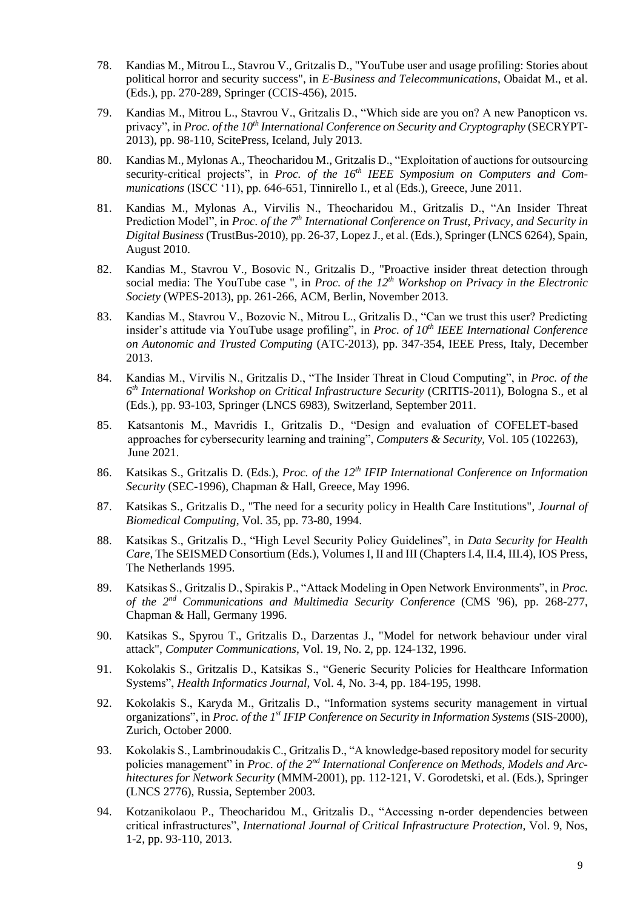78. Kandias M., Mitrou L., Stavrou V., Gritzalis D., "YouTube user and usage profiling: Stories about political horror and security success", in *E-Business and Telecommunications*, Obaidat M., et al. (Eds.), pp. 270-289, Springer (CCIS-456), 2015.

79. Kandias M., Mitrou L., Stavrou V., Gritzalis D., "Which side are you on? A new Panopticon vs. privacy", in *Proc. of the 10th International Conference on Security and Cryptography* (SECRYPT-2013), pp. 98-110, ScitePress, Iceland, July 2013.

80. Kandias M., Mylonas A., Theocharidou M., Gritzalis D., "Exploitation of auctions for outsourcing security-critical projects", in *Proc. of the 16th IEEE Symposium on Computers and Communications* (ISCC '11), pp. 646-651, Tinnirello I., et al (Eds.), Greece, June 2011.

81. Kandias M., Mylonas A., Virvilis N., Theocharidou M., Gritzalis D., "An Insider Threat Prediction Model", in *Proc. of the 7th International Conference on Trust, Privacy, and Security in Digital Business* (TrustBus-2010), pp. 26-37, Lopez J., et al. (Eds.), Springer (LNCS 6264), Spain, August 2010.

82. Kandias M., Stavrou V., Bosovic N., Gritzalis D., "Proactive insider threat detection through social media: The YouTube case ", in *Proc. of the 12th Workshop on Privacy in the Electronic Society* (WPES-2013), pp. 261-266, ACM, Berlin, November 2013.

83. Kandias M., Stavrou V., Bozovic N., Mitrou L., Gritzalis D., "Can we trust this user? Predicting insider's attitude via YouTube usage profiling", in *Proc. of 10th IEEE International Conference on Autonomic and Trusted Computing* (ATC-2013), pp. 347-354, IEEE Press, Italy, December 2013.

84. Kandias M., Virvilis N., Gritzalis D., "The Insider Threat in Cloud Computing", in *Proc. of the 6th International Workshop on Critical Infrastructure Security* (CRITIS-2011), Bologna S., et al (Eds.), pp. 93-103, Springer (LNCS 6983), Switzerland, September 2011.

85. Katsantonis M., Mavridis I., Gritzalis D., "Design and evaluation of COFELET-based approaches for cybersecurity learning and training", *Computers & Security*, Vol. 105 (102263), June 2021.

86. Katsikas S., Gritzalis D. (Eds.), *Proc. of the 12th IFIP International Conference on Information Security* (SEC-1996), Chapman & Hall, Greece, May 1996.

87. Katsikas S., Gritzalis D., "The need for a security policy in Health Care Institutions", *Journal of Biomedical Computing*, Vol. 35, pp. 73-80, 1994.

88. Katsikas S., Gritzalis D., "High Level Security Policy Guidelines", in *Data Security for Health Care*, The SEISMED Consortium (Eds.), Volumes I, II and III (Chapters I.4, II.4, III.4), IOS Press, The Netherlands 1995.

89. Katsikas S., Gritzalis D., Spirakis P., "Attack Modeling in Open Network Environments", in *Proc. of the 2nd Communications and Multimedia Security Conference* (CMS '96), pp. 268-277, Chapman & Hall, Germany 1996.

90. Katsikas S., Spyrou T., Gritzalis D., Darzentas J., "Model for network behaviour under viral attack", *Computer Communications*, Vol. 19, No. 2, pp. 124-132, 1996.

91. Kokolakis S., Gritzalis D., Katsikas S., "Generic Security Policies for Healthcare Information Systems", *Health Informatics Journal*, Vol. 4, No. 3-4, pp. 184-195, 1998.

92. Kokolakis S., Karyda M., Gritzalis D., "Information systems security management in virtual organizations", in *Proc. of the 1st IFIP Conference on Security in Information Systems* (SIS-2000), Zurich, October 2000.

93. Kokolakis S., Lambrinoudakis C., Gritzalis D., "A knowledge-based repository model for security policies management" in *Proc. of the 2nd International Conference on Methods, Models and Architectures for Network Security* (MMM-2001), pp. 112-121, V. Gorodetski, et al. (Eds.), Springer (LNCS 2776), Russia, September 2003.

94. Kotzanikolaou P., Theocharidou M., Gritzalis D., "Accessing n-order dependencies between critical infrastructures", *International Journal of Critical Infrastructure Protection*, Vol. 9, Nos, 1-2, pp. 93-110, 2013.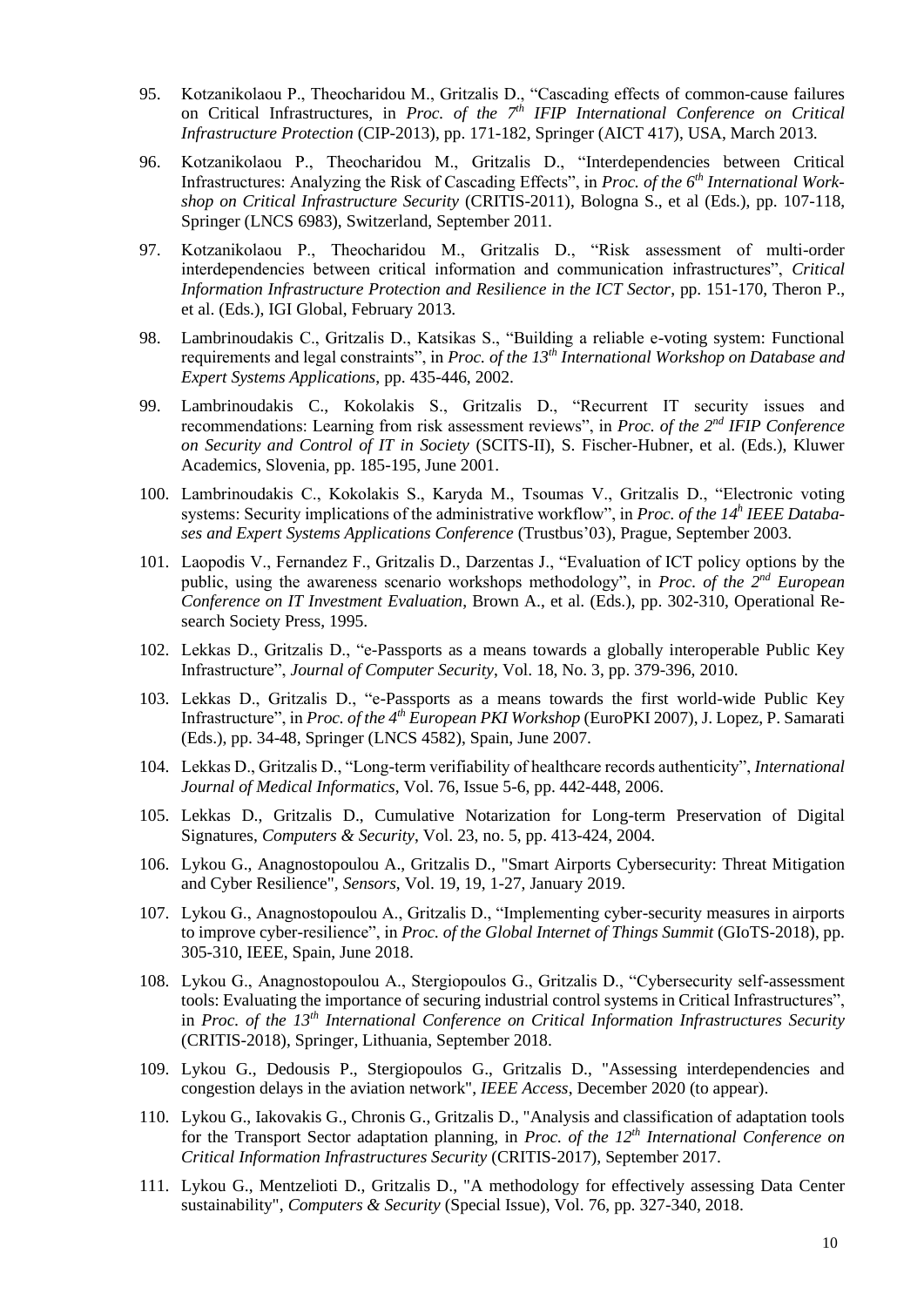95. Kotzanikolaou P., Theocharidou M., Gritzalis D., "Cascading effects of common-cause failures on Critical Infrastructures, in *Proc. of the 7th IFIP International Conference on Critical Infrastructure Protection* (CIP-2013), pp. 171-182, Springer (AICT 417), USA, March 2013.

96. Kotzanikolaou P., Theocharidou M., Gritzalis D., "Interdependencies between Critical Infrastructures: Analyzing the Risk of Cascading Effects", in *Proc. of the 6th International Work-shop on Critical Infrastructure Security* (CRITIS-2011), Bologna S., et al (Eds.), pp. 107-118, Springer (LNCS 6983), Switzerland, September 2011.

97. Kotzanikolaou P., Theocharidou M., Gritzalis D., "Risk assessment of multi-order interdependencies between critical information and communication infrastructures", *Critical Information Infrastructure Protection and Resilience in the ICT Sector*, pp. 151-170, Theron P., et al. (Eds.), IGI Global, February 2013.

98. Lambrinoudakis C., Gritzalis D., Katsikas S., "Building a reliable e-voting system: Functional requirements and legal constraints", in *Proc. of the 13th International Workshop on Database and Expert Systems Applications*, pp. 435-446, 2002.

99. Lambrinoudakis C., Kokolakis S., Gritzalis D., "Recurrent IT security issues and recommendations: Learning from risk assessment reviews", in *Proc. of the 2nd IFIP Conference on Security and Control of IT in Society* (SCITS-II), S. Fischer-Hubner, et al. (Eds.), Kluwer Academics, Slovenia, pp. 185-195, June 2001.

100. Lambrinoudakis C., Kokolakis S., Karyda M., Tsoumas V., Gritzalis D., "Electronic voting systems: Security implications of the administrative workflow", in *Proc. of the 14h IEEE Databa-ses and Expert Systems Applications Conference* (Trustbus'03), Prague, September 2003.

101. Laopodis V., Fernandez F., Gritzalis D., Darzentas J., "Evaluation of ICT policy options by the public, using the awareness scenario workshops methodology", in *Proc. of the 2nd European Conference on IT Investment Evaluation*, Brown A., et al. (Eds.), pp. 302-310, Operational Re-search Society Press, 1995.

102. Lekkas D., Gritzalis D., "e-Passports as a means towards a globally interoperable Public Key Infrastructure", *Journal of Computer Security*, Vol. 18, No. 3, pp. 379-396, 2010.

103. Lekkas D., Gritzalis D., "e-Passports as a means towards the first world-wide Public Key Infrastructure", in *Proc. of the 4th European PKI Workshop* (EuroPKI 2007), J. Lopez, P. Samarati (Eds.), pp. 34-48, Springer (LNCS 4582), Spain, June 2007.

104. Lekkas D., Gritzalis D., "Long-term verifiability of healthcare records authenticity", *International Journal of Medical Informatics*, Vol. 76, Issue 5-6, pp. 442-448, 2006.

105. Lekkas D., Gritzalis D., Cumulative Notarization for Long-term Preservation of Digital Signatures, *Computers & Security*, Vol. 23, no. 5, pp. 413-424, 2004.

106. Lykou G., Anagnostopoulou A., Gritzalis D., "Smart Airports Cybersecurity: Threat Mitigation and Cyber Resilience", *Sensors*, Vol. 19, 19, 1-27, January 2019.

107. Lykou G., Anagnostopoulou A., Gritzalis D., "Implementing cyber-security measures in airports to improve cyber-resilience", in *Proc. of the Global Internet of Things Summit* (GIoTS-2018), pp. 305-310, IEEE, Spain, June 2018.

108. Lykou G., Anagnostopoulou A., Stergiopoulos G., Gritzalis D., "Cybersecurity self-assessment tools: Evaluating the importance of securing industrial control systems in Critical Infrastructures", in *Proc. of the 13th International Conference on Critical Information Infrastructures Security* (CRITIS-2018), Springer, Lithuania, September 2018.

109. Lykou G., Dedousis P., Stergiopoulos G., Gritzalis D., "Assessing interdependencies and congestion delays in the aviation network", *IEEE Access*, December 2020 (to appear).

110. Lykou G., Iakovakis G., Chronis G., Gritzalis D., "Analysis and classification of adaptation tools for the Transport Sector adaptation planning, in *Proc. of the 12th International Conference on Critical Information Infrastructures Security* (CRITIS-2017), September 2017.

111. Lykou G., Mentzelioti D., Gritzalis D., "A methodology for effectively assessing Data Center sustainability", *Computers & Security* (Special Issue), Vol. 76, pp. 327-340, 2018.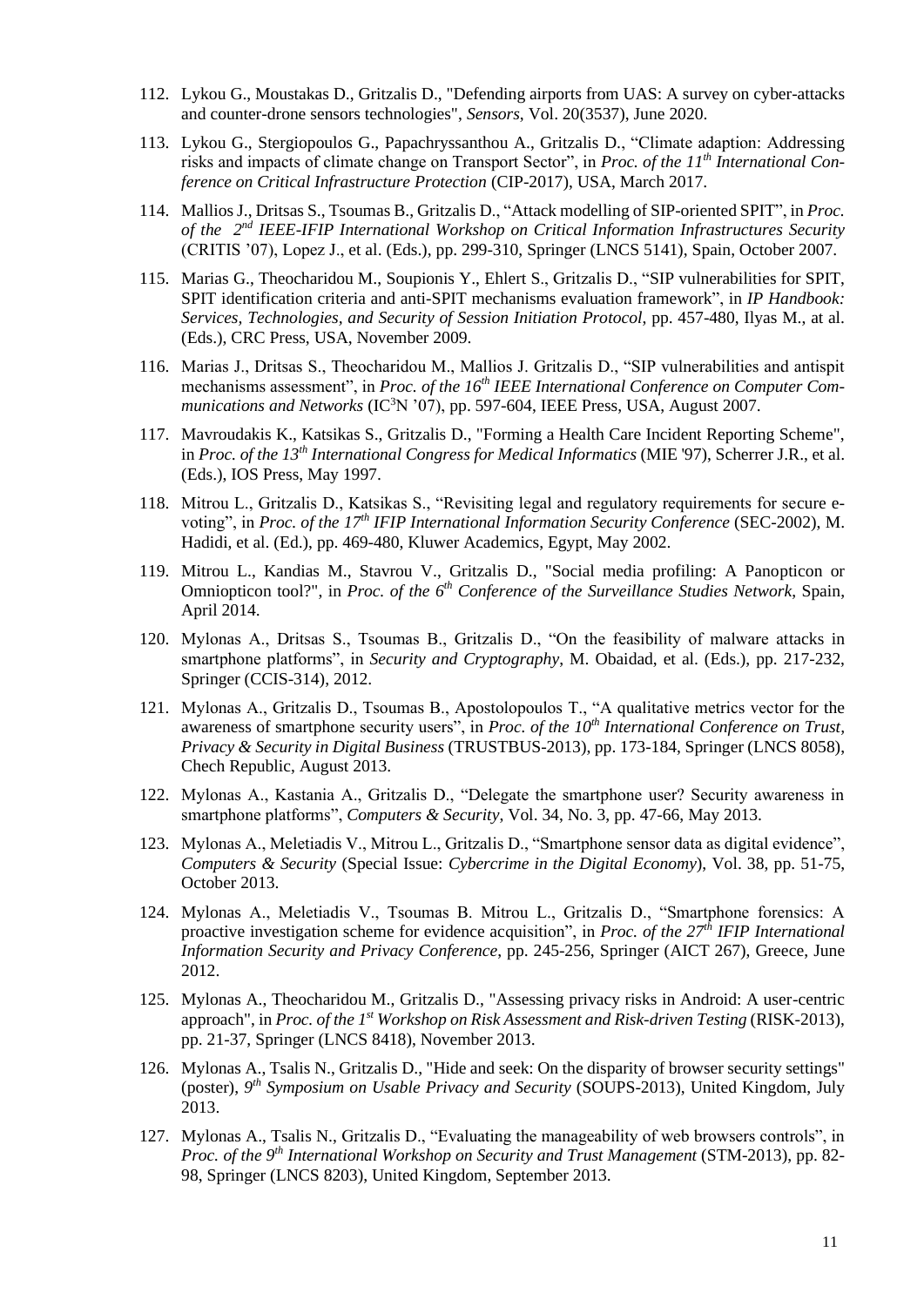112. Lykou G., Moustakas D., Gritzalis D., "Defending airports from UAS: A survey on cyber-attacks and counter-drone sensors technologies", *Sensors*, Vol. 20(3537), June 2020.

113. Lykou G., Stergiopoulos G., Papachryssanthou A., Gritzalis D., "Climate adaption: Addressing risks and impacts of climate change on Transport Sector", in *Proc. of the 11th International Conference on Critical Infrastructure Protection* (CIP-2017), USA, March 2017.

114. Mallios J., Dritsas S., Tsoumas B., Gritzalis D., "Attack modelling of SIP-oriented SPIT", in *Proc. of the 2nd IEEE-IFIP International Workshop on Critical Information Infrastructures Security* (CRITIS '07), Lopez J., et al. (Eds.), pp. 299-310, Springer (LNCS 5141), Spain, October 2007.

115. Marias G., Theocharidou M., Soupionis Y., Ehlert S., Gritzalis D., "SIP vulnerabilities for SPIT, SPIT identification criteria and anti-SPIT mechanisms evaluation framework", in *IP Handbook: Services, Technologies, and Security of Session Initiation Protocol*, pp. 457-480, Ilyas M., at al. (Eds.), CRC Press, USA, November 2009.

116. Marias J., Dritsas S., Theocharidou M., Mallios J. Gritzalis D., "SIP vulnerabilities and antispit mechanisms assessment", in *Proc. of the 16th IEEE International Conference on Computer Communications and Networks* (IC$^3$N '07), pp. 597-604, IEEE Press, USA, August 2007.

117. Mavroudakis K., Katsikas S., Gritzalis D., "Forming a Health Care Incident Reporting Scheme", in *Proc. of the 13th International Congress for Medical Informatics* (MIE '97), Scherrer J.R., et al. (Eds.), IOS Press, May 1997.

118. Mitrou L., Gritzalis D., Katsikas S., "Revisiting legal and regulatory requirements for secure e-voting", in *Proc. of the 17th IFIP International Information Security Conference* (SEC-2002), M. Hadidi, et al. (Ed.), pp. 469-480, Kluwer Academics, Egypt, May 2002.

119. Mitrou L., Kandias M., Stavrou V., Gritzalis D., "Social media profiling: A Panopticon or Omniopticon tool?", in *Proc. of the 6th Conference of the Surveillance Studies Network*, Spain, April 2014.

120. Mylonas A., Dritsas S., Tsoumas B., Gritzalis D., "On the feasibility of malware attacks in smartphone platforms", in *Security and Cryptography*, M. Obaidad, et al. (Eds.), pp. 217-232, Springer (CCIS-314), 2012.

121. Mylonas A., Gritzalis D., Tsoumas B., Apostolopoulos T., "A qualitative metrics vector for the awareness of smartphone security users", in *Proc. of the 10th International Conference on Trust, Privacy & Security in Digital Business* (TRUSTBUS-2013), pp. 173-184, Springer (LNCS 8058), Chech Republic, August 2013.

122. Mylonas A., Kastania A., Gritzalis D., "Delegate the smartphone user? Security awareness in smartphone platforms", *Computers & Security*, Vol. 34, No. 3, pp. 47-66, May 2013.

123. Mylonas A., Meletiadis V., Mitrou L., Gritzalis D., "Smartphone sensor data as digital evidence", *Computers & Security* (Special Issue: *Cybercrime in the Digital Economy*), Vol. 38, pp. 51-75, October 2013.

124. Mylonas A., Meletiadis V., Tsoumas B. Mitrou L., Gritzalis D., "Smartphone forensics: A proactive investigation scheme for evidence acquisition", in *Proc. of the 27th IFIP International Information Security and Privacy Conference*, pp. 245-256, Springer (AICT 267), Greece, June 2012.

125. Mylonas A., Theocharidou M., Gritzalis D., "Assessing privacy risks in Android: A user-centric approach", in *Proc. of the 1st Workshop on Risk Assessment and Risk-driven Testing* (RISK-2013), pp. 21-37, Springer (LNCS 8418), November 2013.

126. Mylonas A., Tsalis N., Gritzalis D., "Hide and seek: On the disparity of browser security settings" (poster), *9th Symposium on Usable Privacy and Security* (SOUPS-2013), United Kingdom, July 2013.

127. Mylonas A., Tsalis N., Gritzalis D., "Evaluating the manageability of web browsers controls", in *Proc. of the 9th International Workshop on Security and Trust Management* (STM-2013), pp. 82-98, Springer (LNCS 8203), United Kingdom, September 2013.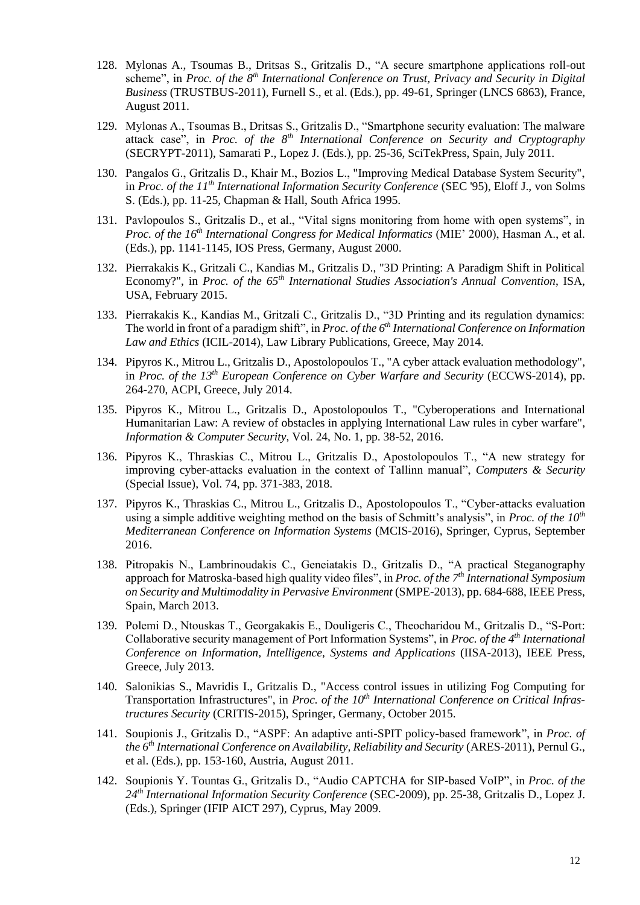128. Mylonas A., Tsoumas B., Dritsas S., Gritzalis D., “A secure smartphone applications roll-out scheme”, in *Proc. of the 8th International Conference on Trust, Privacy and Security in Digital Business* (TRUSTBUS-2011), Furnell S., et al. (Eds.), pp. 49-61, Springer (LNCS 6863), France, August 2011.

129. Mylonas A., Tsoumas B., Dritsas S., Gritzalis D., “Smartphone security evaluation: The malware attack case”, in *Proc. of the 8th International Conference on Security and Cryptography* (SECRYPT-2011), Samarati P., Lopez J. (Eds.), pp. 25-36, SciTekPress, Spain, July 2011.

130. Pangalos G., Gritzalis D., Khair M., Bozios L., "Improving Medical Database System Security", in *Proc. of the 11th International Information Security Conference* (SEC '95), Eloff J., von Solms S. (Eds.), pp. 11-25, Chapman & Hall, South Africa 1995.

131. Pavlopoulos S., Gritzalis D., et al., “Vital signs monitoring from home with open systems”, in *Proc. of the 16th International Congress for Medical Informatics* (MIE’ 2000), Hasman A., et al. (Eds.), pp. 1141-1145, IOS Press, Germany, August 2000.

132. Pierrakakis K., Gritzali C., Kandias M., Gritzalis D., "3D Printing: A Paradigm Shift in Political Economy?", in *Proc. of the 65th International Studies Association's Annual Convention*, ISA, USA, February 2015.

133. Pierrakakis K., Kandias M., Gritzali C., Gritzalis D., “3D Printing and its regulation dynamics: The world in front of a paradigm shift”, in *Proc. of the 6th International Conference on Information Law and Ethics* (ICIL-2014), Law Library Publications, Greece, May 2014.

134. Pipyros K., Mitrou L., Gritzalis D., Apostolopoulos T., "A cyber attack evaluation methodology", in *Proc. of the 13th European Conference on Cyber Warfare and Security* (ECCWS-2014), pp. 264-270, ACPI, Greece, July 2014.

135. Pipyros K., Mitrou L., Gritzalis D., Apostolopoulos T., "Cyberoperations and International Humanitarian Law: A review of obstacles in applying International Law rules in cyber warfare", *Information & Computer Security*, Vol. 24, No. 1, pp. 38-52, 2016.

136. Pipyros K., Thraskias C., Mitrou L., Gritzalis D., Apostolopoulos T., “A new strategy for improving cyber-attacks evaluation in the context of Tallinn manual”, *Computers & Security* (Special Issue), Vol. 74, pp. 371-383, 2018.

137. Pipyros K., Thraskias C., Mitrou L., Gritzalis D., Apostolopoulos T., “Cyber-attacks evaluation using a simple additive weighting method on the basis of Schmitt’s analysis”, in *Proc. of the 10th Mediterranean Conference on Information Systems* (MCIS-2016), Springer, Cyprus, September 2016.

138. Pitropakis N., Lambrinoudakis C., Geneiatakis D., Gritzalis D., “A practical Steganography approach for Matroska-based high quality video files”, in *Proc. of the 7th International Symposium on Security and Multimodality in Pervasive Environment* (SMPE-2013), pp. 684-688, IEEE Press, Spain, March 2013.

139. Polemi D., Ntouskas T., Georgakakis E., Douligeris C., Theocharidou M., Gritzalis D., “S-Port: Collaborative security management of Port Information Systems”, in *Proc. of the 4th International Conference on Information, Intelligence, Systems and Applications* (IISA-2013), IEEE Press, Greece, July 2013.

140. Salonikias S., Mavridis I., Gritzalis D., "Access control issues in utilizing Fog Computing for Transportation Infrastructures", in *Proc. of the 10th International Conference on Critical Infrastructures Security* (CRITIS-2015), Springer, Germany, October 2015.

141. Soupionis J., Gritzalis D., “ASPF: An adaptive anti-SPIT policy-based framework”, in *Proc. of the 6th International Conference on Availability, Reliability and Security* (ARES-2011), Pernul G., et al. (Eds.), pp. 153-160, Austria, August 2011.

142. Soupionis Y. Tountas G., Gritzalis D., “Audio CAPTCHA for SIP-based VoIP”, in *Proc. of the 24th International Information Security Conference* (SEC-2009), pp. 25-38, Gritzalis D., Lopez J. (Eds.), Springer (IFIP AICT 297), Cyprus, May 2009.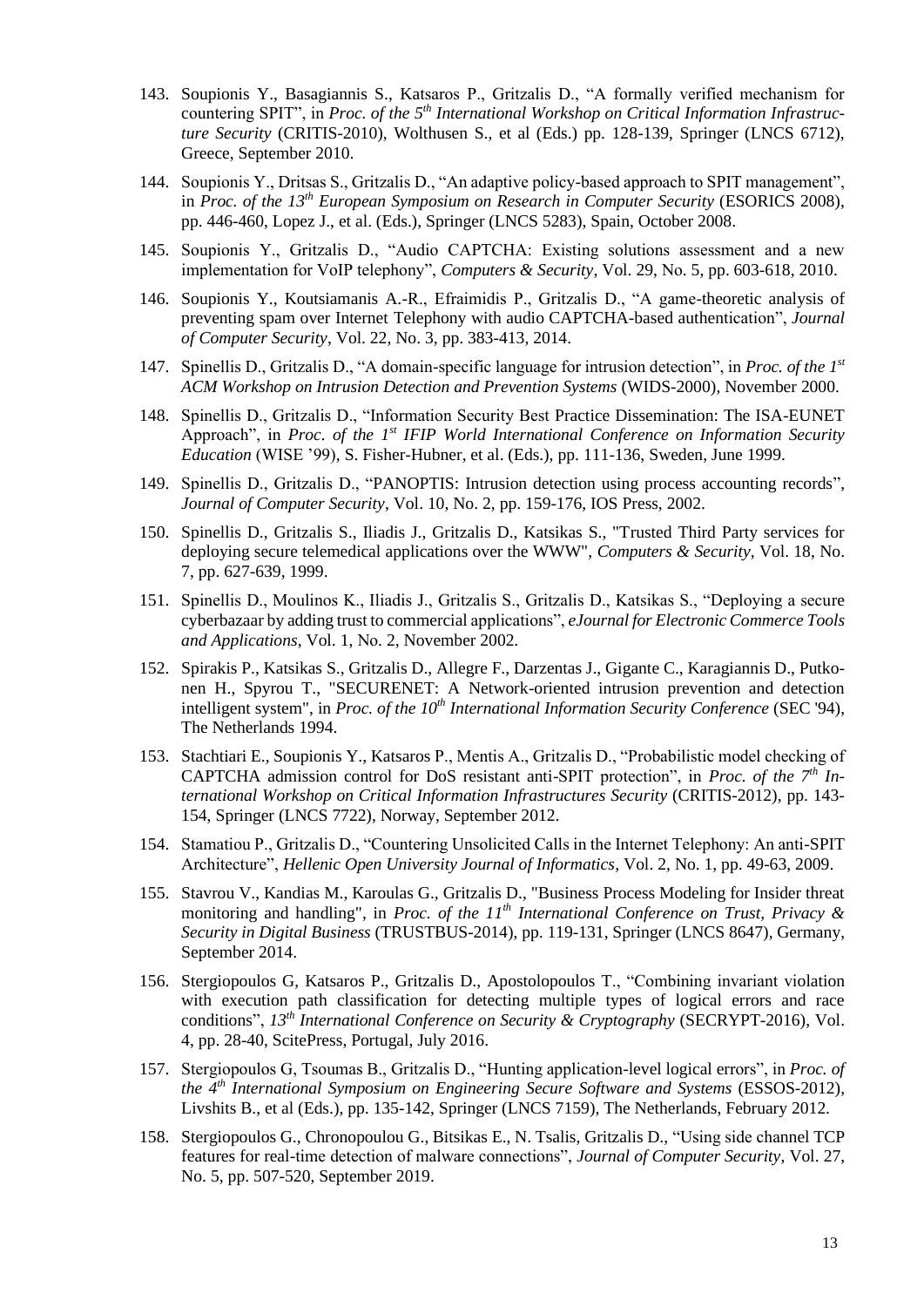143. Soupionis Y., Basagiannis S., Katsaros P., Gritzalis D., "A formally verified mechanism for countering SPIT", in *Proc. of the 5th International Workshop on Critical Information Infrastructure Security* (CRITIS-2010), Wolthusen S., et al (Eds.) pp. 128-139, Springer (LNCS 6712), Greece, September 2010.

144. Soupionis Y., Dritsas S., Gritzalis D., "An adaptive policy-based approach to SPIT management", in *Proc. of the 13th European Symposium on Research in Computer Security* (ESORICS 2008), pp. 446-460, Lopez J., et al. (Eds.), Springer (LNCS 5283), Spain, October 2008.

145. Soupionis Y., Gritzalis D., "Audio CAPTCHA: Existing solutions assessment and a new implementation for VoIP telephony", *Computers & Security*, Vol. 29, No. 5, pp. 603-618, 2010.

146. Soupionis Y., Koutsiamanis A.-R., Efraimidis P., Gritzalis D., "A game-theoretic analysis of preventing spam over Internet Telephony with audio CAPTCHA-based authentication", *Journal of Computer Security*, Vol. 22, No. 3, pp. 383-413, 2014.

147. Spinellis D., Gritzalis D., "A domain-specific language for intrusion detection", in *Proc. of the 1st ACM Workshop on Intrusion Detection and Prevention Systems* (WIDS-2000), November 2000.

148. Spinellis D., Gritzalis D., "Information Security Best Practice Dissemination: The ISA-EUNET Approach", in *Proc. of the 1st IFIP World International Conference on Information Security Education* (WISE '99), S. Fisher-Hubner, et al. (Eds.), pp. 111-136, Sweden, June 1999.

149. Spinellis D., Gritzalis D., "PANOPTIS: Intrusion detection using process accounting records", *Journal of Computer Security*, Vol. 10, No. 2, pp. 159-176, IOS Press, 2002.

150. Spinellis D., Gritzalis S., Iliadis J., Gritzalis D., Katsikas S., "Trusted Third Party services for deploying secure telemedical applications over the WWW", *Computers & Security*, Vol. 18, No. 7, pp. 627-639, 1999.

151. Spinellis D., Moulinos K., Iliadis J., Gritzalis S., Gritzalis D., Katsikas S., "Deploying a secure cyberbazaar by adding trust to commercial applications", *eJournal for Electronic Commerce Tools and Applications*, Vol. 1, No. 2, November 2002.

152. Spirakis P., Katsikas S., Gritzalis D., Allegre F., Darzentas J., Gigante C., Karagiannis D., Putkonen H., Spyrou T., "SECURENET: A Network-oriented intrusion prevention and detection intelligent system", in *Proc. of the 10th International Information Security Conference* (SEC '94), The Netherlands 1994.

153. Stachtiari E., Soupionis Y., Katsaros P., Mentis A., Gritzalis D., "Probabilistic model checking of CAPTCHA admission control for DoS resistant anti-SPIT protection", in *Proc. of the 7th International Workshop on Critical Information Infrastructures Security* (CRITIS-2012), pp. 143-154, Springer (LNCS 7722), Norway, September 2012.

154. Stamatiou P., Gritzalis D., "Countering Unsolicited Calls in the Internet Telephony: An anti-SPIT Architecture", *Hellenic Open University Journal of Informatics*, Vol. 2, No. 1, pp. 49-63, 2009.

155. Stavrou V., Kandias M., Karoulas G., Gritzalis D., "Business Process Modeling for Insider threat monitoring and handling", in *Proc. of the 11th International Conference on Trust, Privacy & Security in Digital Business* (TRUSTBUS-2014), pp. 119-131, Springer (LNCS 8647), Germany, September 2014.

156. Stergiopoulos G, Katsaros P., Gritzalis D., Apostolopoulos T., "Combining invariant violation with execution path classification for detecting multiple types of logical errors and race conditions", *13th International Conference on Security & Cryptography* (SECRYPT-2016), Vol. 4, pp. 28-40, ScitePress, Portugal, July 2016.

157. Stergiopoulos G, Tsoumas B., Gritzalis D., "Hunting application-level logical errors", in *Proc. of the 4th International Symposium on Engineering Secure Software and Systems* (ESSOS-2012), Livshits B., et al (Eds.), pp. 135-142, Springer (LNCS 7159), The Netherlands, February 2012.

158. Stergiopoulos G., Chronopoulou G., Bitsikas E., N. Tsalis, Gritzalis D., "Using side channel TCP features for real-time detection of malware connections", *Journal of Computer Security*, Vol. 27, No. 5, pp. 507-520, September 2019.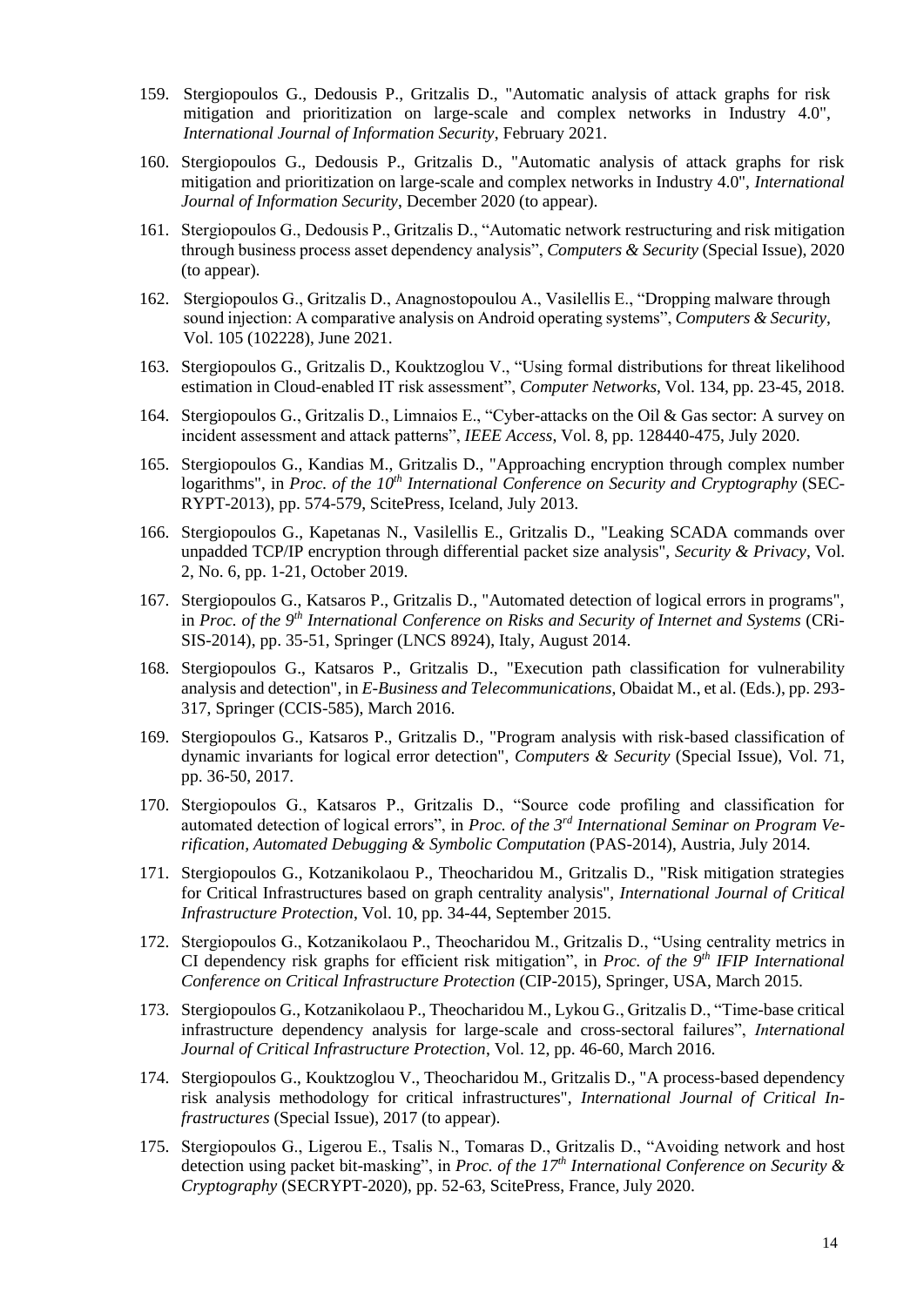159. Stergiopoulos G., Dedousis P., Gritzalis D., "Automatic analysis of attack graphs for risk mitigation and prioritization on large-scale and complex networks in Industry 4.0", *International Journal of Information Security*, February 2021.

160. Stergiopoulos G., Dedousis P., Gritzalis D., "Automatic analysis of attack graphs for risk mitigation and prioritization on large-scale and complex networks in Industry 4.0", *International Journal of Information Security*, December 2020 (to appear).

161. Stergiopoulos G., Dedousis P., Gritzalis D., "Automatic network restructuring and risk mitigation through business process asset dependency analysis", *Computers & Security* (Special Issue), 2020 (to appear).

162. Stergiopoulos G., Gritzalis D., Anagnostopoulou A., Vasilellis E., "Dropping malware through sound injection: A comparative analysis on Android operating systems", *Computers & Security*, Vol. 105 (102228), June 2021.

163. Stergiopoulos G., Gritzalis D., Kouktzoglou V., "Using formal distributions for threat likelihood estimation in Cloud-enabled IT risk assessment", *Computer Networks*, Vol. 134, pp. 23-45, 2018.

164. Stergiopoulos G., Gritzalis D., Limnaios E., "Cyber-attacks on the Oil & Gas sector: A survey on incident assessment and attack patterns", *IEEE Access*, Vol. 8, pp. 128440-475, July 2020.

165. Stergiopoulos G., Kandias M., Gritzalis D., "Approaching encryption through complex number logarithms", in *Proc. of the 10th International Conference on Security and Cryptography* (SEC-RYPT-2013), pp. 574-579, ScitePress, Iceland, July 2013.

166. Stergiopoulos G., Kapetanas N., Vasilellis E., Gritzalis D., "Leaking SCADA commands over unpadded TCP/IP encryption through differential packet size analysis", *Security & Privacy*, Vol. 2, No. 6, pp. 1-21, October 2019.

167. Stergiopoulos G., Katsaros P., Gritzalis D., "Automated detection of logical errors in programs", in *Proc. of the 9th International Conference on Risks and Security of Internet and Systems* (CRi-SIS-2014), pp. 35-51, Springer (LNCS 8924), Italy, August 2014.

168. Stergiopoulos G., Katsaros P., Gritzalis D., "Execution path classification for vulnerability analysis and detection", in *E-Business and Telecommunications*, Obaidat M., et al. (Eds.), pp. 293-317, Springer (CCIS-585), March 2016.

169. Stergiopoulos G., Katsaros P., Gritzalis D., "Program analysis with risk-based classification of dynamic invariants for logical error detection", *Computers & Security* (Special Issue), Vol. 71, pp. 36-50, 2017.

170. Stergiopoulos G., Katsaros P., Gritzalis D., "Source code profiling and classification for automated detection of logical errors", in *Proc. of the 3rd International Seminar on Program Verification, Automated Debugging & Symbolic Computation* (PAS-2014), Austria, July 2014.

171. Stergiopoulos G., Kotzanikolaou P., Theocharidou M., Gritzalis D., "Risk mitigation strategies for Critical Infrastructures based on graph centrality analysis", *International Journal of Critical Infrastructure Protection*, Vol. 10, pp. 34-44, September 2015.

172. Stergiopoulos G., Kotzanikolaou P., Theocharidou M., Gritzalis D., "Using centrality metrics in CI dependency risk graphs for efficient risk mitigation", in *Proc. of the 9th IFIP International Conference on Critical Infrastructure Protection* (CIP-2015), Springer, USA, March 2015.

173. Stergiopoulos G., Kotzanikolaou P., Theocharidou M., Lykou G., Gritzalis D., "Time-base critical infrastructure dependency analysis for large-scale and cross-sectoral failures", *International Journal of Critical Infrastructure Protection*, Vol. 12, pp. 46-60, March 2016.

174. Stergiopoulos G., Kouktzoglou V., Theocharidou M., Gritzalis D., "A process-based dependency risk analysis methodology for critical infrastructures", *International Journal of Critical Infrastructures* (Special Issue), 2017 (to appear).

175. Stergiopoulos G., Ligerou E., Tsalis N., Tomaras D., Gritzalis D., "Avoiding network and host detection using packet bit-masking", in *Proc. of the 17th International Conference on Security & Cryptography* (SECRYPT-2020), pp. 52-63, ScitePress, France, July 2020.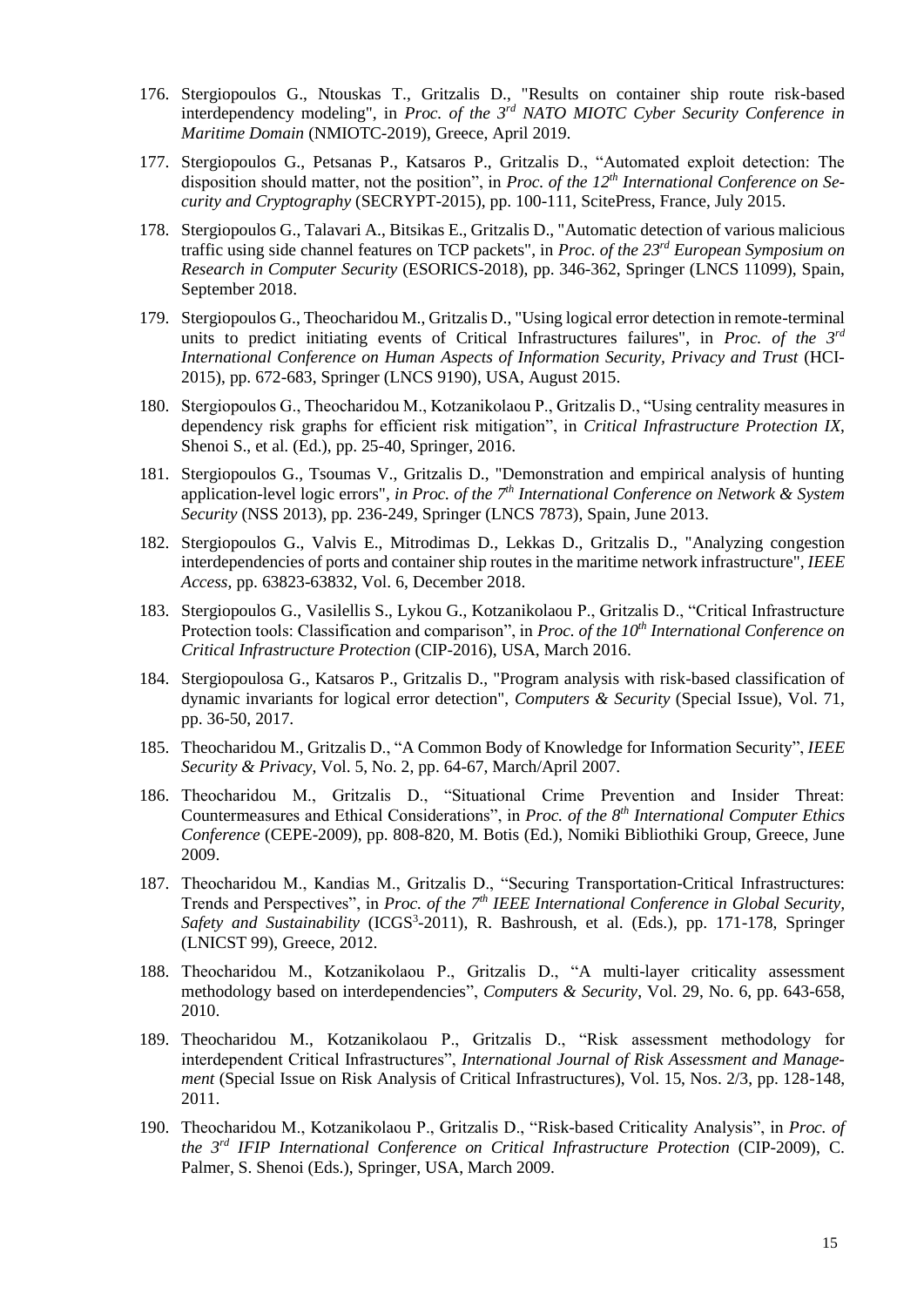176. Stergiopoulos G., Ntouskas T., Gritzalis D., "Results on container ship route risk-based interdependency modeling", in *Proc. of the 3rd NATO MIOTC Cyber Security Conference in Maritime Domain* (NMIOTC-2019), Greece, April 2019.

177. Stergiopoulos G., Petsanas P., Katsaros P., Gritzalis D., "Automated exploit detection: The disposition should matter, not the position", in *Proc. of the 12th International Conference on Security and Cryptography* (SECRYPT-2015), pp. 100-111, ScitePress, France, July 2015.

178. Stergiopoulos G., Talavari A., Bitsikas E., Gritzalis D., "Automatic detection of various malicious traffic using side channel features on TCP packets", in *Proc. of the 23rd European Symposium on Research in Computer Security* (ESORICS-2018), pp. 346-362, Springer (LNCS 11099), Spain, September 2018.

179. Stergiopoulos G., Theocharidou M., Gritzalis D., "Using logical error detection in remote-terminal units to predict initiating events of Critical Infrastructures failures", in *Proc. of the 3rd International Conference on Human Aspects of Information Security, Privacy and Trust* (HCI-2015), pp. 672-683, Springer (LNCS 9190), USA, August 2015.

180. Stergiopoulos G., Theocharidou M., Kotzanikolaou P., Gritzalis D., "Using centrality measures in dependency risk graphs for efficient risk mitigation", in *Critical Infrastructure Protection IX*, Shenoi S., et al. (Ed.), pp. 25-40, Springer, 2016.

181. Stergiopoulos G., Tsoumas V., Gritzalis D., "Demonstration and empirical analysis of hunting application-level logic errors", *in Proc. of the 7th International Conference on Network & System Security* (NSS 2013), pp. 236-249, Springer (LNCS 7873), Spain, June 2013.

182. Stergiopoulos G., Valvis E., Mitrodimas D., Lekkas D., Gritzalis D., "Analyzing congestion interdependencies of ports and container ship routes in the maritime network infrastructure", *IEEE Access*, pp. 63823-63832, Vol. 6, December 2018.

183. Stergiopoulos G., Vasilellis S., Lykou G., Kotzanikolaou P., Gritzalis D., "Critical Infrastructure Protection tools: Classification and comparison", in *Proc. of the 10th International Conference on Critical Infrastructure Protection* (CIP-2016), USA, March 2016.

184. Stergiopoulosa G., Katsaros P., Gritzalis D., "Program analysis with risk-based classification of dynamic invariants for logical error detection", *Computers & Security* (Special Issue), Vol. 71, pp. 36-50, 2017.

185. Theocharidou M., Gritzalis D., "A Common Body of Knowledge for Information Security", *IEEE Security & Privacy*, Vol. 5, No. 2, pp. 64-67, March/April 2007.

186. Theocharidou M., Gritzalis D., "Situational Crime Prevention and Insider Threat: Countermeasures and Ethical Considerations", in *Proc. of the 8th International Computer Ethics Conference* (CEPE-2009), pp. 808-820, M. Botis (Ed.), Nomiki Bibliothiki Group, Greece, June 2009.

187. Theocharidou M., Kandias M., Gritzalis D., "Securing Transportation-Critical Infrastructures: Trends and Perspectives", in *Proc. of the 7th IEEE International Conference in Global Security, Safety and Sustainability* (ICGS$^3$-2011), R. Bashroush, et al. (Eds.), pp. 171-178, Springer (LNICST 99), Greece, 2012.

188. Theocharidou M., Kotzanikolaou P., Gritzalis D., "A multi-layer criticality assessment methodology based on interdependencies", *Computers & Security*, Vol. 29, No. 6, pp. 643-658, 2010.

189. Theocharidou M., Kotzanikolaou P., Gritzalis D., "Risk assessment methodology for interdependent Critical Infrastructures", *International Journal of Risk Assessment and Management* (Special Issue on Risk Analysis of Critical Infrastructures), Vol. 15, Nos. 2/3, pp. 128-148, 2011.

190. Theocharidou M., Kotzanikolaou P., Gritzalis D., "Risk-based Criticality Analysis", in *Proc. of the 3rd IFIP International Conference on Critical Infrastructure Protection* (CIP-2009), C. Palmer, S. Shenoi (Eds.), Springer, USA, March 2009.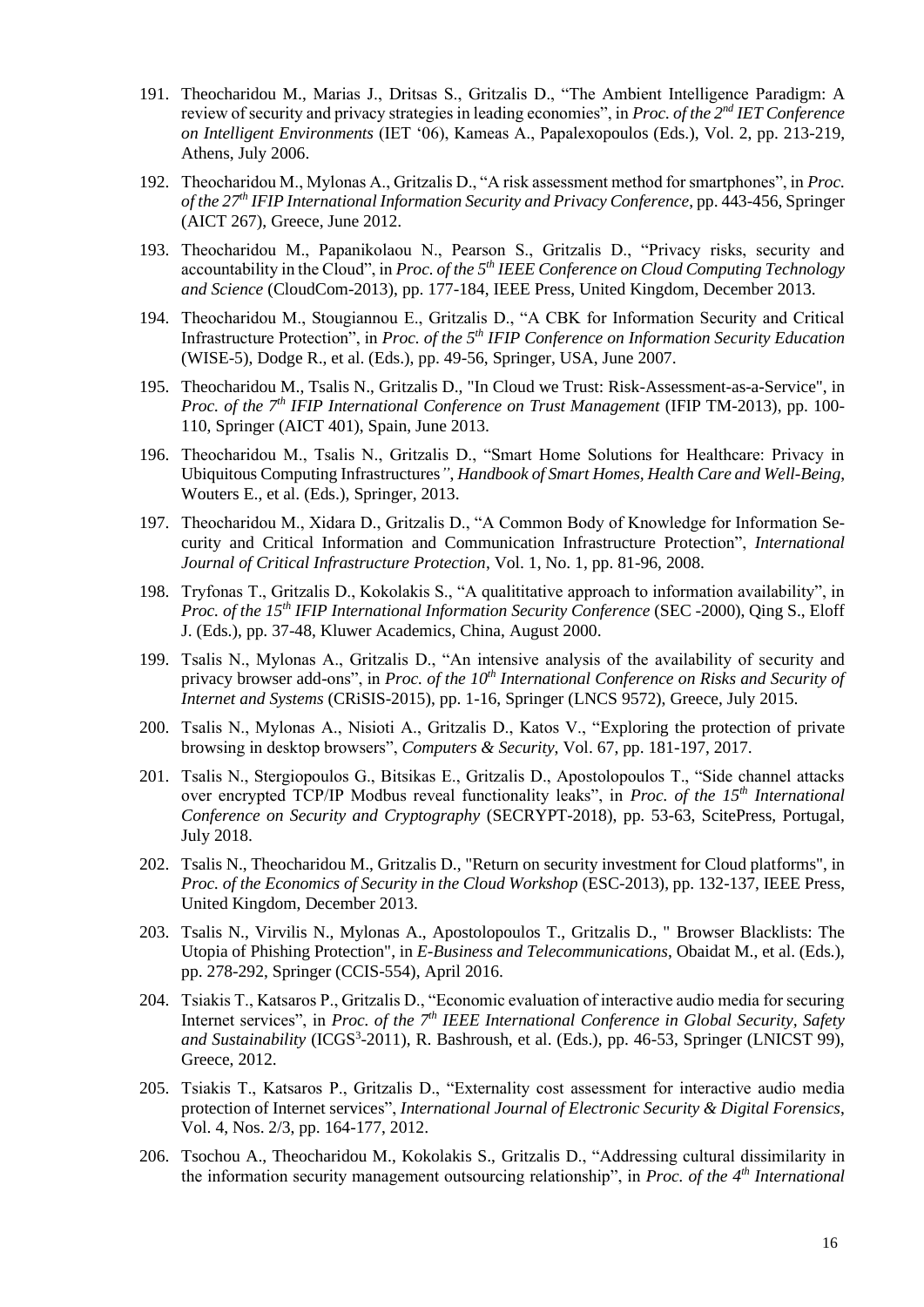191. Theocharidou M., Marias J., Dritsas S., Gritzalis D., "The Ambient Intelligence Paradigm: A review of security and privacy strategies in leading economies", in *Proc. of the 2nd IET Conference on Intelligent Environments* (IET '06), Kameas A., Papalexopoulos (Eds.), Vol. 2, pp. 213-219, Athens, July 2006.

192. Theocharidou M., Mylonas A., Gritzalis D., "A risk assessment method for smartphones", in *Proc. of the 27th IFIP International Information Security and Privacy Conference*, pp. 443-456, Springer (AICT 267), Greece, June 2012.

193. Theocharidou M., Papanikolaou N., Pearson S., Gritzalis D., "Privacy risks, security and accountability in the Cloud", in *Proc. of the 5th IEEE Conference on Cloud Computing Technology and Science* (CloudCom-2013), pp. 177-184, IEEE Press, United Kingdom, December 2013.

194. Theocharidou M., Stougiannou E., Gritzalis D., "A CBK for Information Security and Critical Infrastructure Protection", in *Proc. of the 5th IFIP Conference on Information Security Education* (WISE-5), Dodge R., et al. (Eds.), pp. 49-56, Springer, USA, June 2007.

195. Theocharidou M., Tsalis N., Gritzalis D., "In Cloud we Trust: Risk-Assessment-as-a-Service", in *Proc. of the 7th IFIP International Conference on Trust Management* (IFIP TM-2013), pp. 100-110, Springer (AICT 401), Spain, June 2013.

196. Theocharidou M., Tsalis N., Gritzalis D., "Smart Home Solutions for Healthcare: Privacy in Ubiquitous Computing Infrastructures*", Handbook of Smart Homes, Health Care and Well-Being*, Wouters E., et al. (Eds.), Springer, 2013.

197. Theocharidou M., Xidara D., Gritzalis D., "A Common Body of Knowledge for Information Security and Critical Information and Communication Infrastructure Protection", *International Journal of Critical Infrastructure Protection*, Vol. 1, No. 1, pp. 81-96, 2008.

198. Tryfonas T., Gritzalis D., Kokolakis S., "A qualititative approach to information availability", in *Proc. of the 15th IFIP International Information Security Conference* (SEC -2000), Qing S., Eloff J. (Eds.), pp. 37-48, Kluwer Academics, China, August 2000.

199. Tsalis N., Mylonas A., Gritzalis D., "An intensive analysis of the availability of security and privacy browser add-ons", in *Proc. of the 10th International Conference on Risks and Security of Internet and Systems* (CRiSIS-2015), pp. 1-16, Springer (LNCS 9572), Greece, July 2015.

200. Tsalis N., Mylonas A., Nisioti A., Gritzalis D., Katos V., "Exploring the protection of private browsing in desktop browsers", *Computers & Security*, Vol. 67, pp. 181-197, 2017.

201. Tsalis N., Stergiopoulos G., Bitsikas E., Gritzalis D., Apostolopoulos T., "Side channel attacks over encrypted TCP/IP Modbus reveal functionality leaks", in *Proc. of the 15th International Conference on Security and Cryptography* (SECRYPT-2018), pp. 53-63, ScitePress, Portugal, July 2018.

202. Tsalis N., Theocharidou M., Gritzalis D., "Return on security investment for Cloud platforms", in *Proc. of the Economics of Security in the Cloud Workshop* (ESC-2013), pp. 132-137, IEEE Press, United Kingdom, December 2013.

203. Tsalis N., Virvilis N., Mylonas A., Apostolopoulos T., Gritzalis D., " Browser Blacklists: The Utopia of Phishing Protection", in *E-Business and Telecommunications*, Obaidat M., et al. (Eds.), pp. 278-292, Springer (CCIS-554), April 2016.

204. Tsiakis T., Katsaros P., Gritzalis D., "Economic evaluation of interactive audio media for securing Internet services", in *Proc. of the 7th IEEE International Conference in Global Security, Safety and Sustainability* (ICGS$^3$-2011), R. Bashroush, et al. (Eds.), pp. 46-53, Springer (LNICST 99), Greece, 2012.

205. Tsiakis T., Katsaros P., Gritzalis D., "Externality cost assessment for interactive audio media protection of Internet services", *International Journal of Electronic Security & Digital Forensics*, Vol. 4, Nos. 2/3, pp. 164-177, 2012.

206. Tsochou A., Theocharidou M., Kokolakis S., Gritzalis D., "Addressing cultural dissimilarity in the information security management outsourcing relationship", in *Proc. of the 4th International*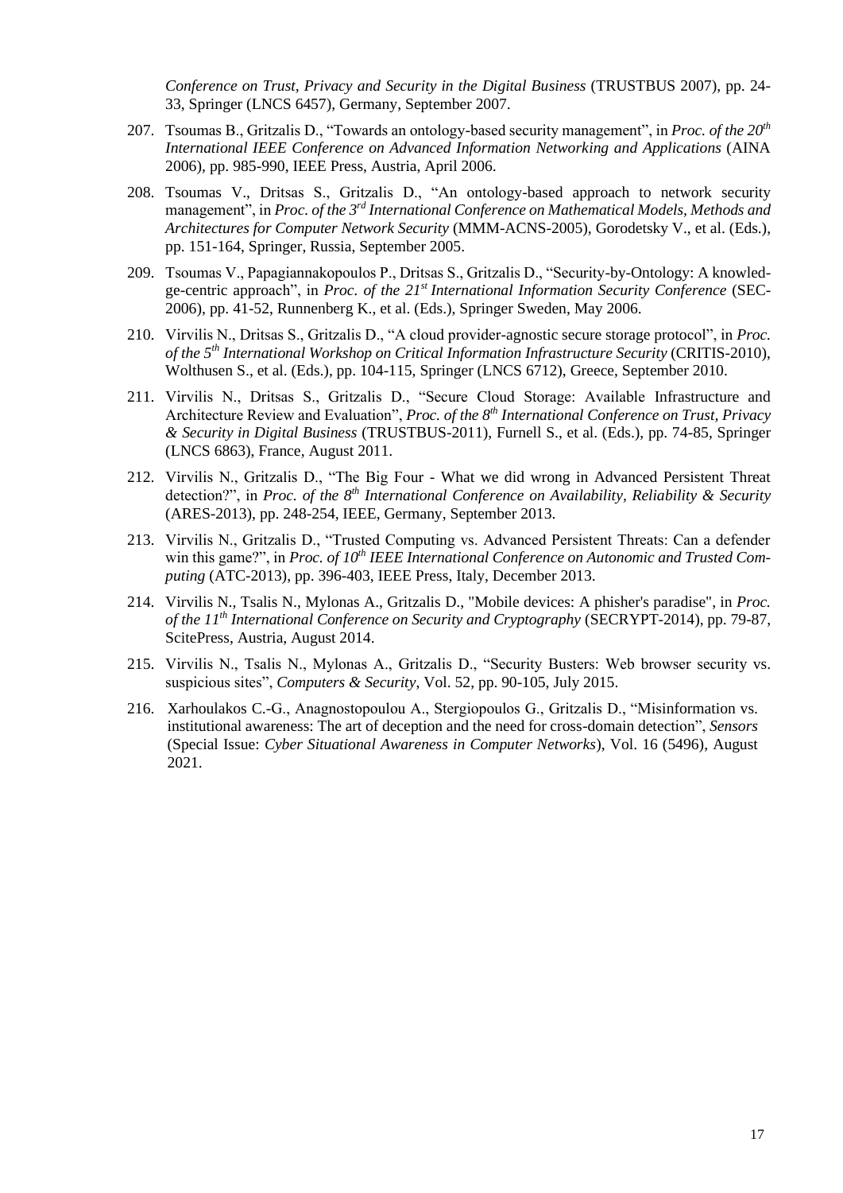*Conference on Trust, Privacy and Security in the Digital Business* (TRUSTBUS 2007), pp. 24-33, Springer (LNCS 6457), Germany, September 2007.

207. Tsoumas B., Gritzalis D., "Towards an ontology-based security management", in *Proc. of the 20th International IEEE Conference on Advanced Information Networking and Applications* (AINA 2006), pp. 985-990, IEEE Press, Austria, April 2006.

208. Tsoumas V., Dritsas S., Gritzalis D., "An ontology-based approach to network security management", in *Proc. of the 3rd International Conference on Mathematical Models, Methods and Architectures for Computer Network Security* (MMM-ACNS-2005), Gorodetsky V., et al. (Eds.), pp. 151-164, Springer, Russia, September 2005.

209. Tsoumas V., Papagiannakopoulos P., Dritsas S., Gritzalis D., "Security-by-Ontology: A knowledge-centric approach", in *Proc. of the 21st International Information Security Conference* (SEC-2006), pp. 41-52, Runnenberg K., et al. (Eds.), Springer Sweden, May 2006.

210. Virvilis N., Dritsas S., Gritzalis D., "A cloud provider-agnostic secure storage protocol", in *Proc. of the 5th International Workshop on Critical Information Infrastructure Security* (CRITIS-2010), Wolthusen S., et al. (Eds.), pp. 104-115, Springer (LNCS 6712), Greece, September 2010.

211. Virvilis N., Dritsas S., Gritzalis D., "Secure Cloud Storage: Available Infrastructure and Architecture Review and Evaluation", *Proc. of the 8th International Conference on Trust, Privacy & Security in Digital Business* (TRUSTBUS-2011), Furnell S., et al. (Eds.), pp. 74-85, Springer (LNCS 6863), France, August 2011.

212. Virvilis N., Gritzalis D., "The Big Four - What we did wrong in Advanced Persistent Threat detection?", in *Proc. of the 8th International Conference on Availability, Reliability & Security* (ARES-2013), pp. 248-254, IEEE, Germany, September 2013.

213. Virvilis N., Gritzalis D., "Trusted Computing vs. Advanced Persistent Threats: Can a defender win this game?", in *Proc. of 10th IEEE International Conference on Autonomic and Trusted Computing* (ATC-2013), pp. 396-403, IEEE Press, Italy, December 2013.

214. Virvilis N., Tsalis N., Mylonas A., Gritzalis D., "Mobile devices: A phisher's paradise", in *Proc. of the 11th International Conference on Security and Cryptography* (SECRYPT-2014), pp. 79-87, ScitePress, Austria, August 2014.

215. Virvilis N., Tsalis N., Mylonas A., Gritzalis D., "Security Busters: Web browser security vs. suspicious sites", *Computers & Security*, Vol. 52, pp. 90-105, July 2015.

216. Xarhoulakos C.-G., Anagnostopoulou A., Stergiopoulos G., Gritzalis D., "Misinformation vs. institutional awareness: The art of deception and the need for cross-domain detection", *Sensors* (Special Issue: *Cyber Situational Awareness in Computer Networks*), Vol. 16 (5496), August 2021.